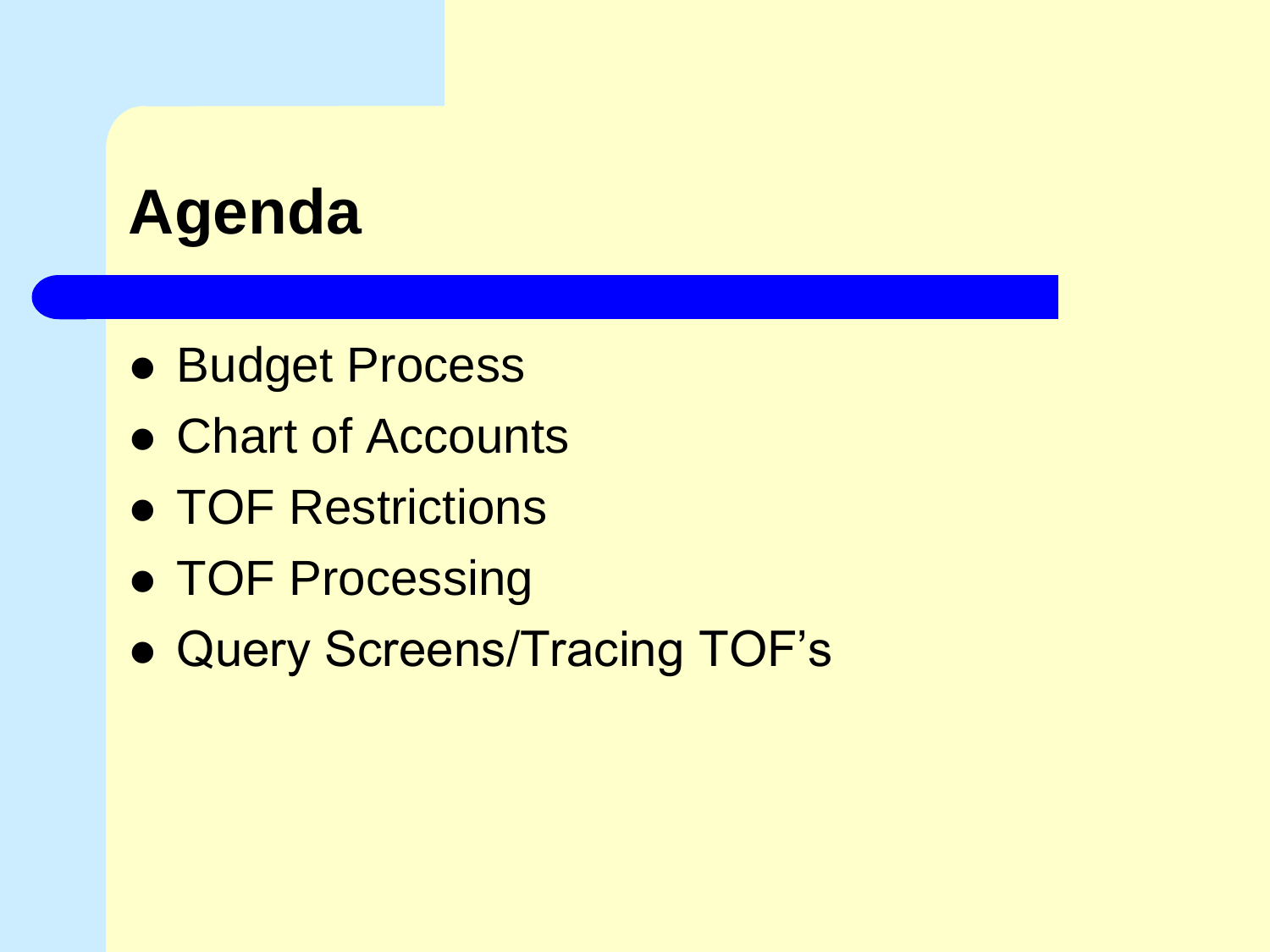# Agenda

- Budget Process
- Chart of Accounts
- TOF Restrictions
- TOF Processing
- Query Screens/Tracing TOF’s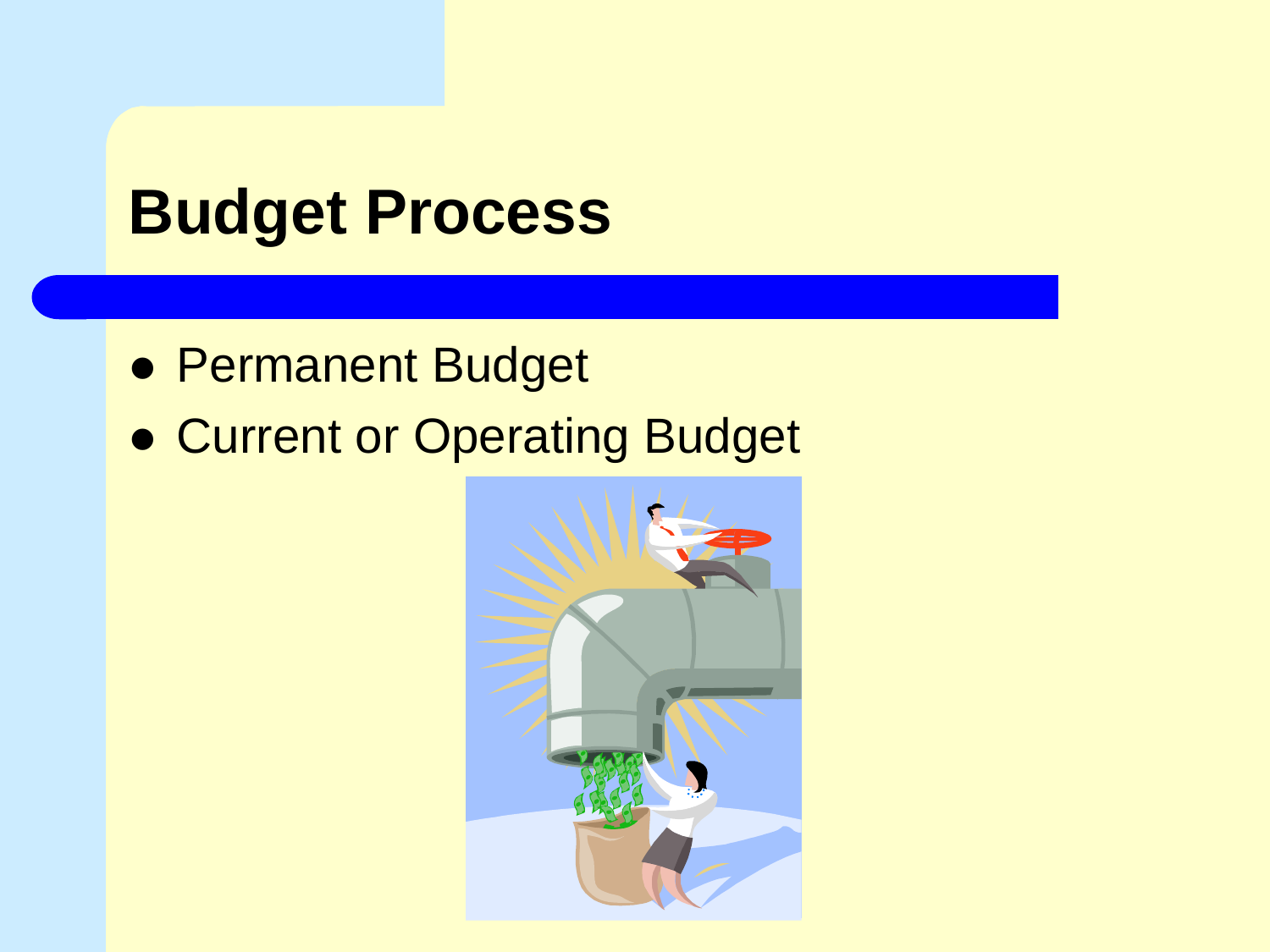# Budget Process

- Permanent Budget
- Current or Operating Budget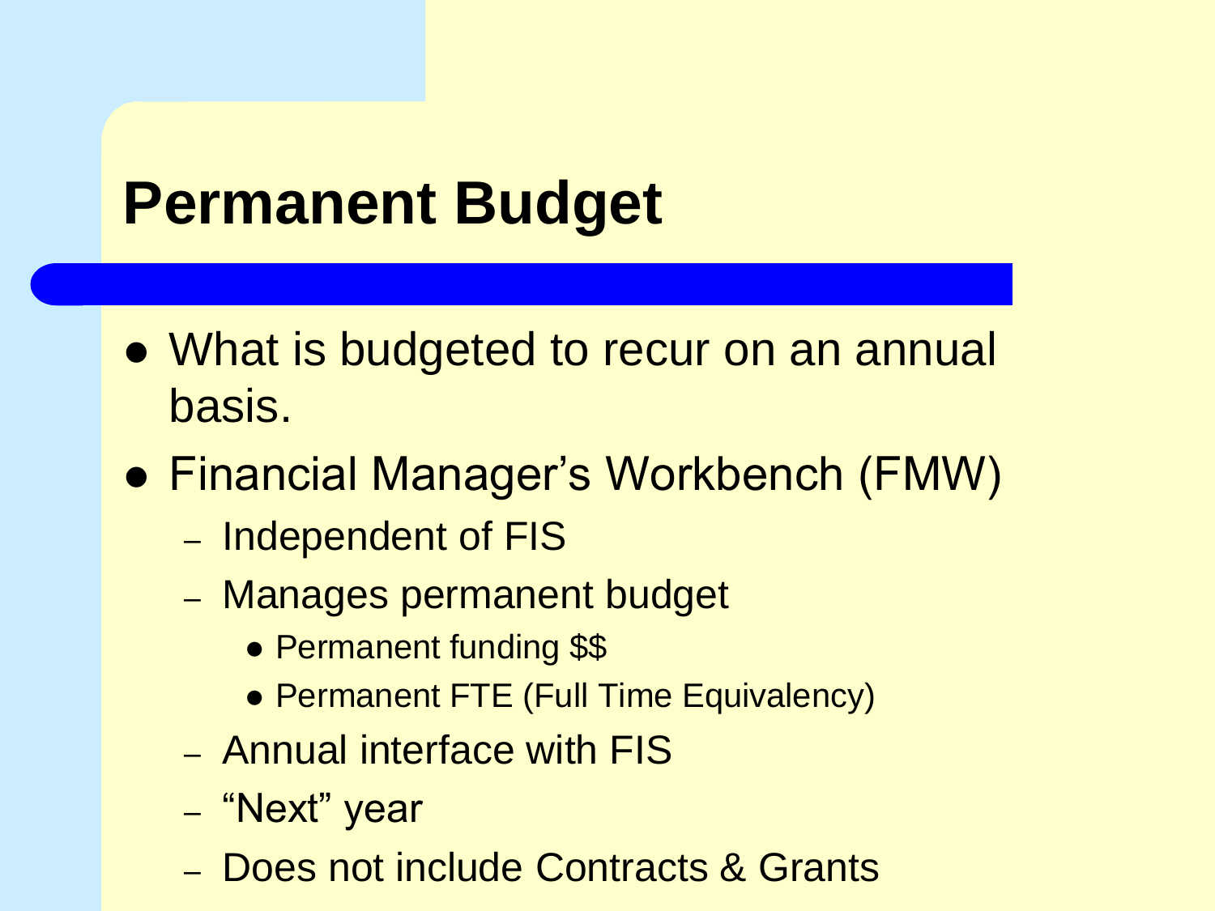# Permanent Budget

- What is budgeted to recur on an annual basis.
- Financial Manager’s Workbench (FMW)
  - Independent of FIS
  - Manages permanent budget
    - Permanent funding $$
    - Permanent FTE (Full Time Equivalency)
  - Annual interface with FIS
  - “Next” year
  - Does not include Contracts & Grants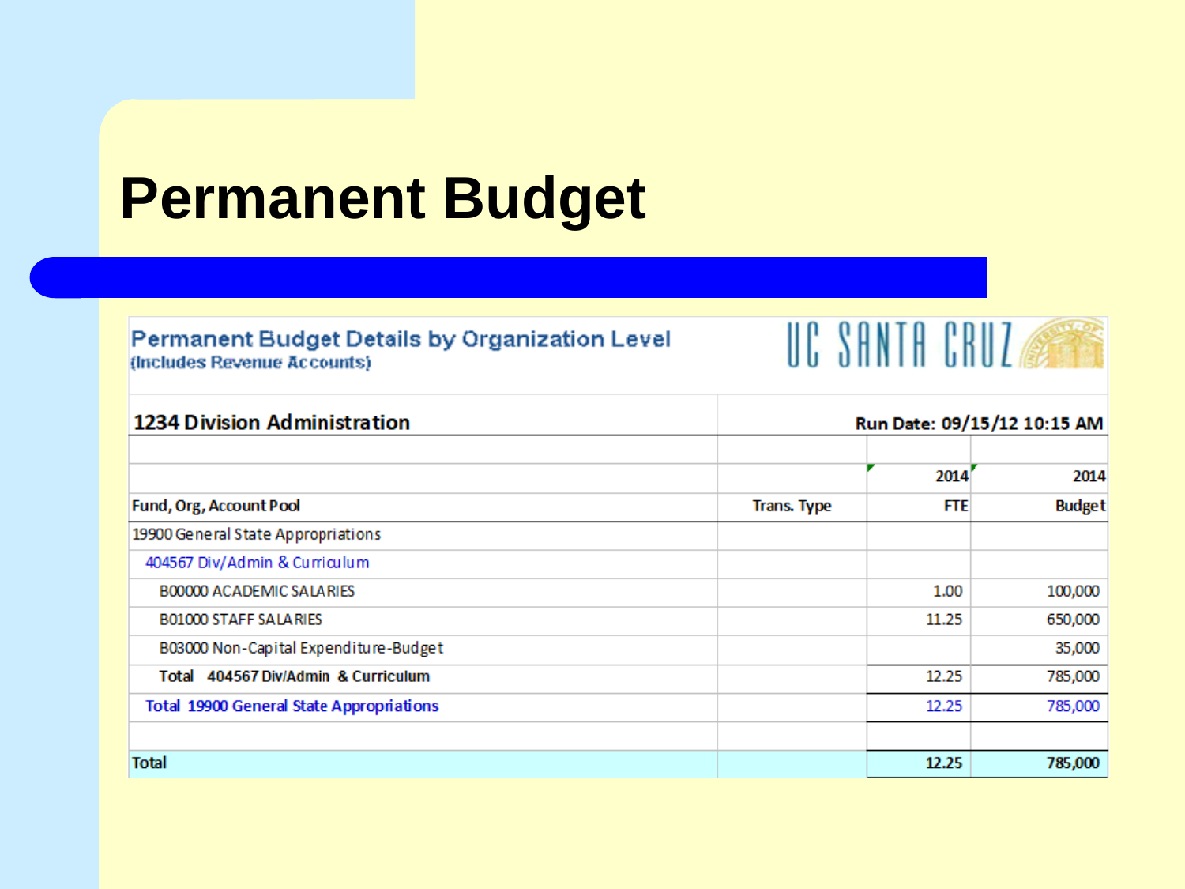# Permanent Budget

**Permanent Budget Details by Organization Level**
(Includes Revenue Accounts)

UC SANTA CRUZ

| 1234 Division Administration | Run Date: 09/15/12 10:15 AM | | |
|---|---|---|---|
| | | | |
| | | 2014 | 2014 |
| **Fund, Org, Account Pool** | **Trans. Type** | **FTE** | **Budget** |
| 19900 General State Appropriations | | | |
| 404567 Div/Admin & Curriculum | | | |
| B00000 ACADEMIC SALARIES | | 1.00 | 100,000 |
| B01000 STAFF SALARIES | | 11.25 | 650,000 |
| B03000 Non-Capital Expenditure-Budget | | | 35,000 |
| **Total 404567 Div/Admin & Curriculum** | | 12.25 | 785,000 |
| Total 19900 General State Appropriations | | 12.25 | 785,000 |
| | | | |
| **Total** | | **12.25** | **785,000** |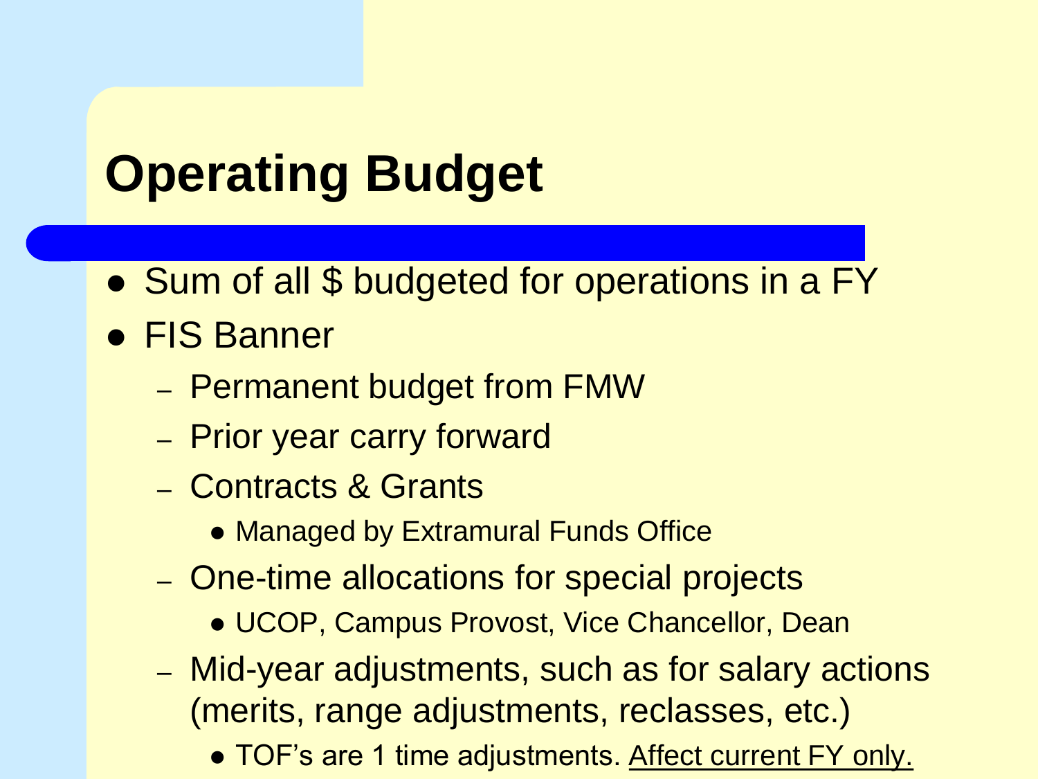# Operating Budget

- Sum of all $ budgeted for operations in a FY
- FIS Banner
  - Permanent budget from FMW
  - Prior year carry forward
  - Contracts & Grants
    - Managed by Extramural Funds Office
  - One-time allocations for special projects
    - UCOP, Campus Provost, Vice Chancellor, Dean
  - Mid-year adjustments, such as for salary actions (merits, range adjustments, reclasses, etc.)
    - TOF's are 1 time adjustments. <u>Affect current FY only.</u>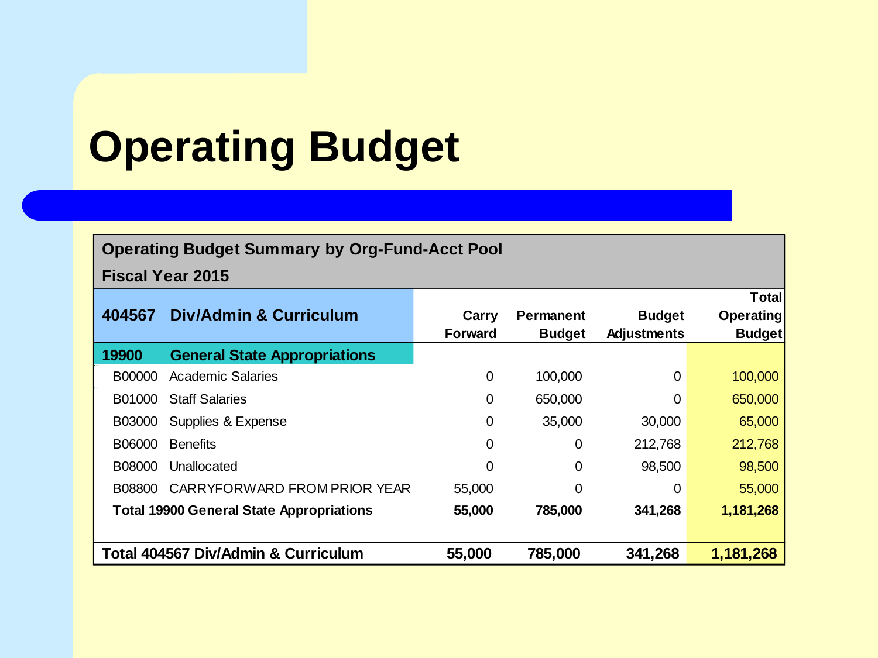# Operating Budget

| Operating Budget Summary by Org-Fund-Acct Pool<br>Fiscal Year 2015 | | | | | |
|---|---|---|---|---|---|
| **404567** | **Div/Admin & Curriculum** | **Carry Forward** | **Permanent Budget** | **Budget Adjustments** | **Total Operating Budget** |
| **19900** | **General State Appropriations** | | | | |
| B00000 | Academic Salaries | 0 | 100,000 | 0 | 100,000 |
| B01000 | Staff Salaries | 0 | 650,000 | 0 | 650,000 |
| B03000 | Supplies & Expense | 0 | 35,000 | 30,000 | 65,000 |
| B06000 | Benefits | 0 | 0 | 212,768 | 212,768 |
| B08000 | Unallocated | 0 | 0 | 98,500 | 98,500 |
| B08800 | CARRYFORWARD FROM PRIOR YEAR | 55,000 | 0 | 0 | 55,000 |
| **Total 19900 General State Appropriations** | | **55,000** | **785,000** | **341,268** | **1,181,268** |
| **Total 404567 Div/Admin & Curriculum** | | **55,000** | **785,000** | **341,268** | **1,181,268** |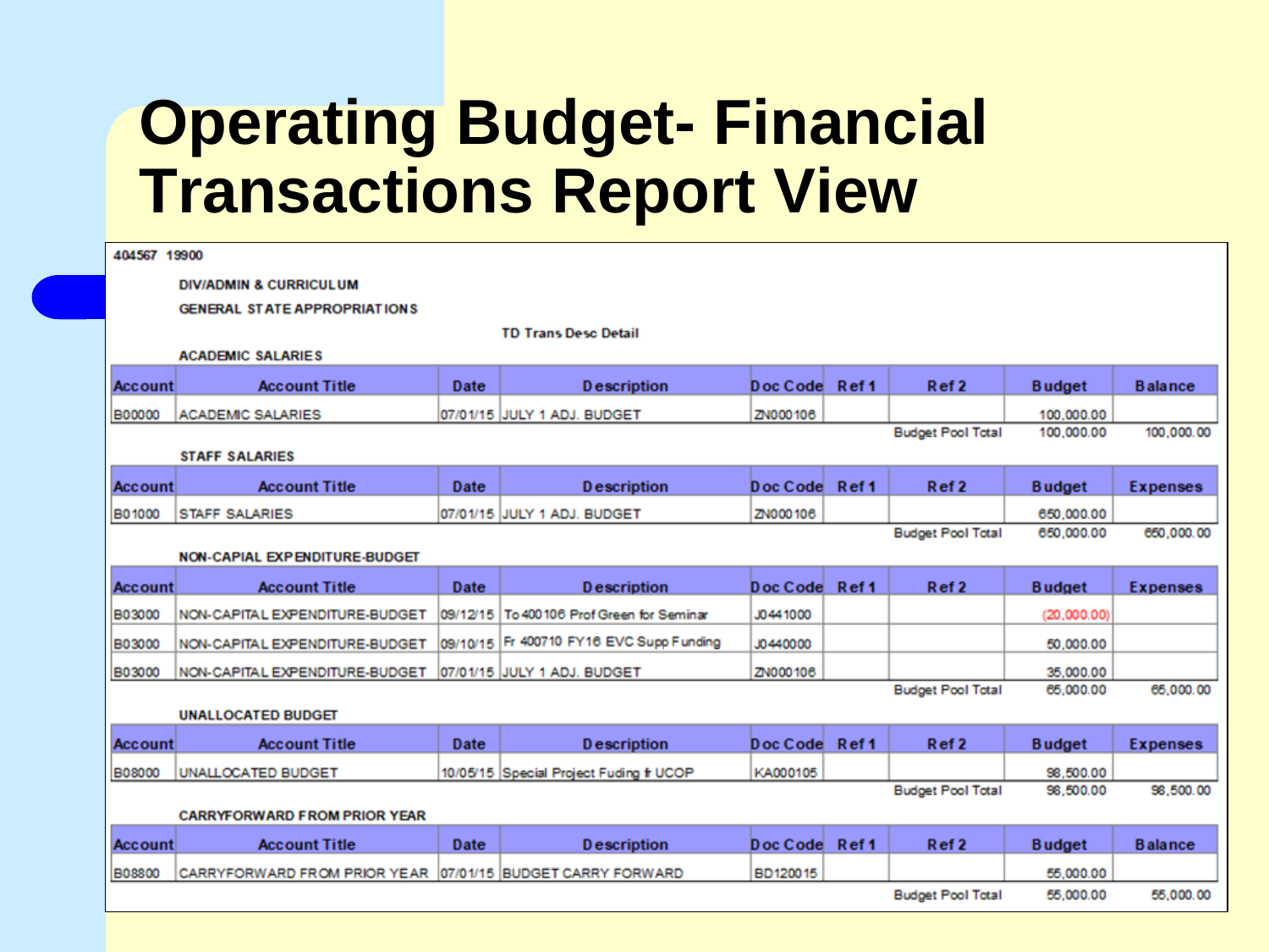# Operating Budget- Financial Transactions Report View

404567 19900

DIV/ADMIN & CURRICULUM

GENERAL STATE APPROPRIATIONS

TD Trans Desc Detail

ACADEMIC SALARIES

| Account | Account Title | Date | Description | Doc Code | Ref 1 | Ref 2 | Budget | Balance |
|---|---|---|---|---|---|---|---|---|
| B00000 | ACADEMIC SALARIES | 07/01/15 | JULY 1 ADJ. BUDGET | ZN000106 | | | 100,000.00 | |
| | | | | | | Budget Pool Total | 100,000.00 | 100,000.00 |

STAFF SALARIES

| Account | Account Title | Date | Description | Doc Code | Ref 1 | Ref 2 | Budget | Expenses |
|---|---|---|---|---|---|---|---|---|
| B01000 | STAFF SALARIES | 07/01/15 | JULY 1 ADJ. BUDGET | ZN000106 | | | 650,000.00 | |
| | | | | | | Budget Pool Total | 650,000.00 | 650,000.00 |

NON-CAPIAL EXPENDITURE-BUDGET

| Account | Account Title | Date | Description | Doc Code | Ref 1 | Ref 2 | Budget | Expenses |
|---|---|---|---|---|---|---|---|---|
| B03000 | NON-CAPITAL EXPENDITURE-BUDGET | 09/12/15 | To 400106 Prof Green for Seminar | J0441000 | | | (20,000.00) | |
| B03000 | NON-CAPITAL EXPENDITURE-BUDGET | 09/10/15 | Fr 400710 FY16 EVC Supp Funding | J0440000 | | | 50,000.00 | |
| B03000 | NON-CAPITAL EXPENDITURE-BUDGET | 07/01/15 | JULY 1 ADJ. BUDGET | ZN000106 | | | 35,000.00 | |
| | | | | | | Budget Pool Total | 65,000.00 | 65,000.00 |

UNALLOCATED BUDGET

| Account | Account Title | Date | Description | Doc Code | Ref 1 | Ref 2 | Budget | Expenses |
|---|---|---|---|---|---|---|---|---|
| B08000 | UNALLOCATED BUDGET | 10/05/15 | Special Project Fuding fr UCOP | KA000105 | | | 98,500.00 | |
| | | | | | | Budget Pool Total | 98,500.00 | 98,500.00 |

CARRYFORWARD FROM PRIOR YEAR

| Account | Account Title | Date | Description | Doc Code | Ref 1 | Ref 2 | Budget | Balance |
|---|---|---|---|---|---|---|---|---|
| B08800 | CARRYFORWARD FROM PRIOR YEAR | 07/01/15 | BUDGET CARRY FORWARD | BD120015 | | | 55,000.00 | |
| | | | | | | Budget Pool Total | 55,000.00 | 55,000.00 |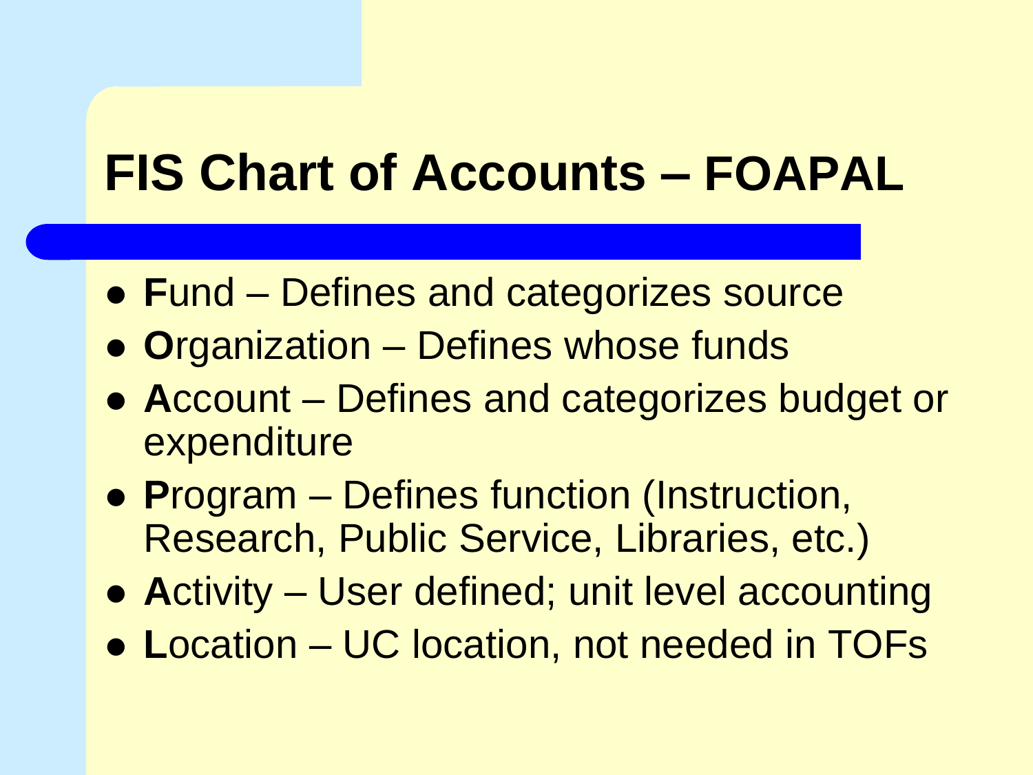# FIS Chart of Accounts – FOAPAL

- **F**und – Defines and categorizes source
- **O**rganization – Defines whose funds
- **A**ccount – Defines and categorizes budget or expenditure
- **P**rogram – Defines function (Instruction, Research, Public Service, Libraries, etc.)
- **A**ctivity – User defined; unit level accounting
- **L**ocation – UC location, not needed in TOFs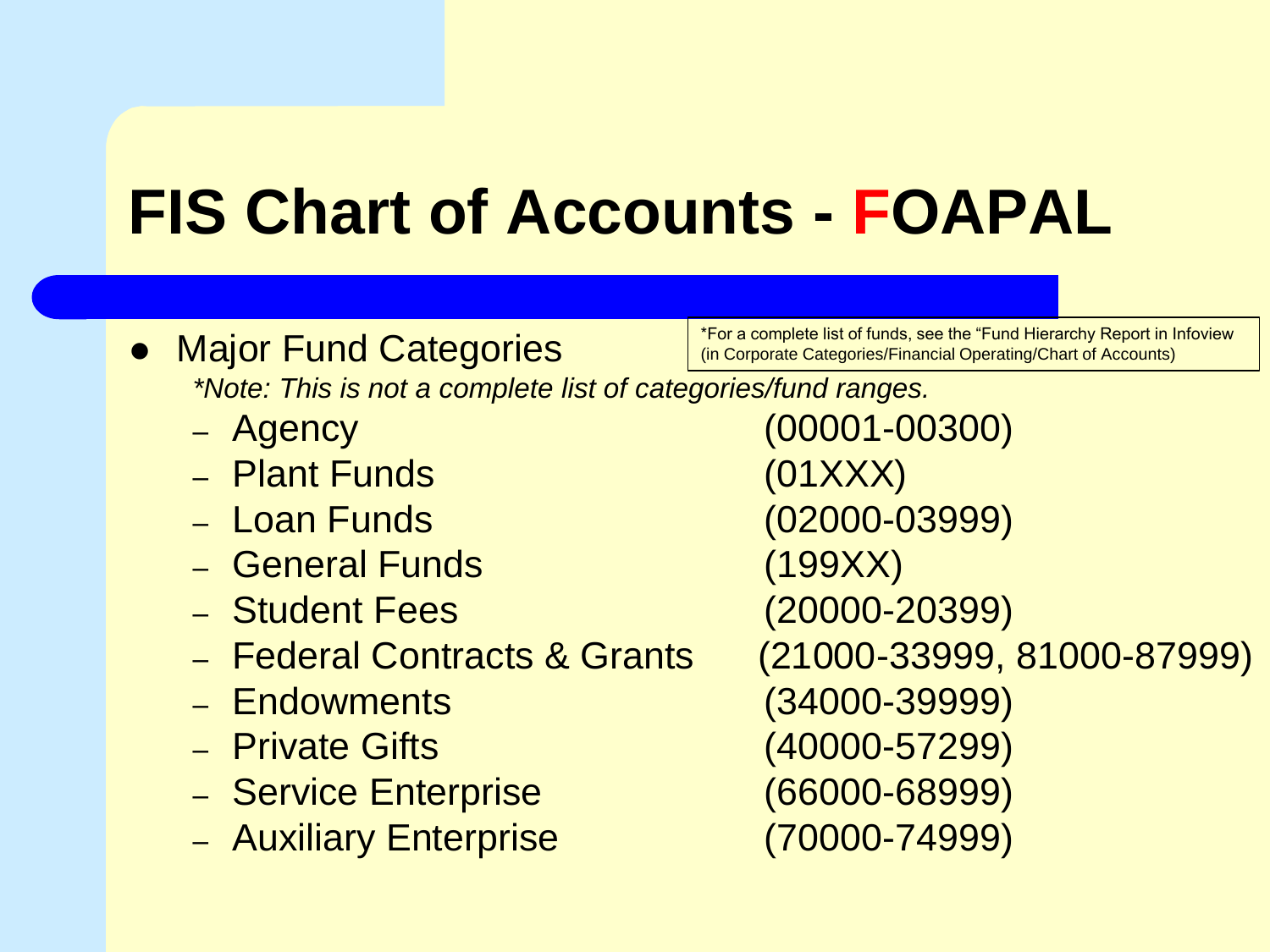# FIS Chart of Accounts - FOAPAL

*For a complete list of funds, see the "Fund Hierarchy Report in Infoview (in Corporate Categories/Financial Operating/Chart of Accounts)

- Major Fund Categories

  *\*Note: This is not a complete list of categories/fund ranges.*

  - Agency (00001-00300)
  - Plant Funds (01XXX)
  - Loan Funds (02000-03999)
  - General Funds (199XX)
  - Student Fees (20000-20399)
  - Federal Contracts & Grants (21000-33999, 81000-87999)
  - Endowments (34000-39999)
  - Private Gifts (40000-57299)
  - Service Enterprise (66000-68999)
  - Auxiliary Enterprise (70000-74999)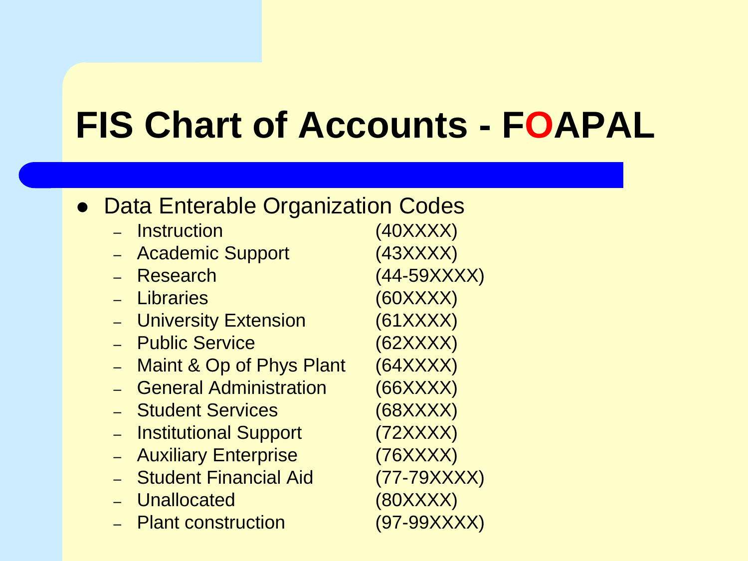# FIS Chart of Accounts - FOAPAL

- Data Enterable Organization Codes
  - Instruction (40XXXX)
  - Academic Support (43XXXX)
  - Research (44-59XXXX)
  - Libraries (60XXXX)
  - University Extension (61XXXX)
  - Public Service (62XXXX)
  - Maint & Op of Phys Plant (64XXXX)
  - General Administration (66XXXX)
  - Student Services (68XXXX)
  - Institutional Support (72XXXX)
  - Auxiliary Enterprise (76XXXX)
  - Student Financial Aid (77-79XXXX)
  - Unallocated (80XXXX)
  - Plant construction (97-99XXXX)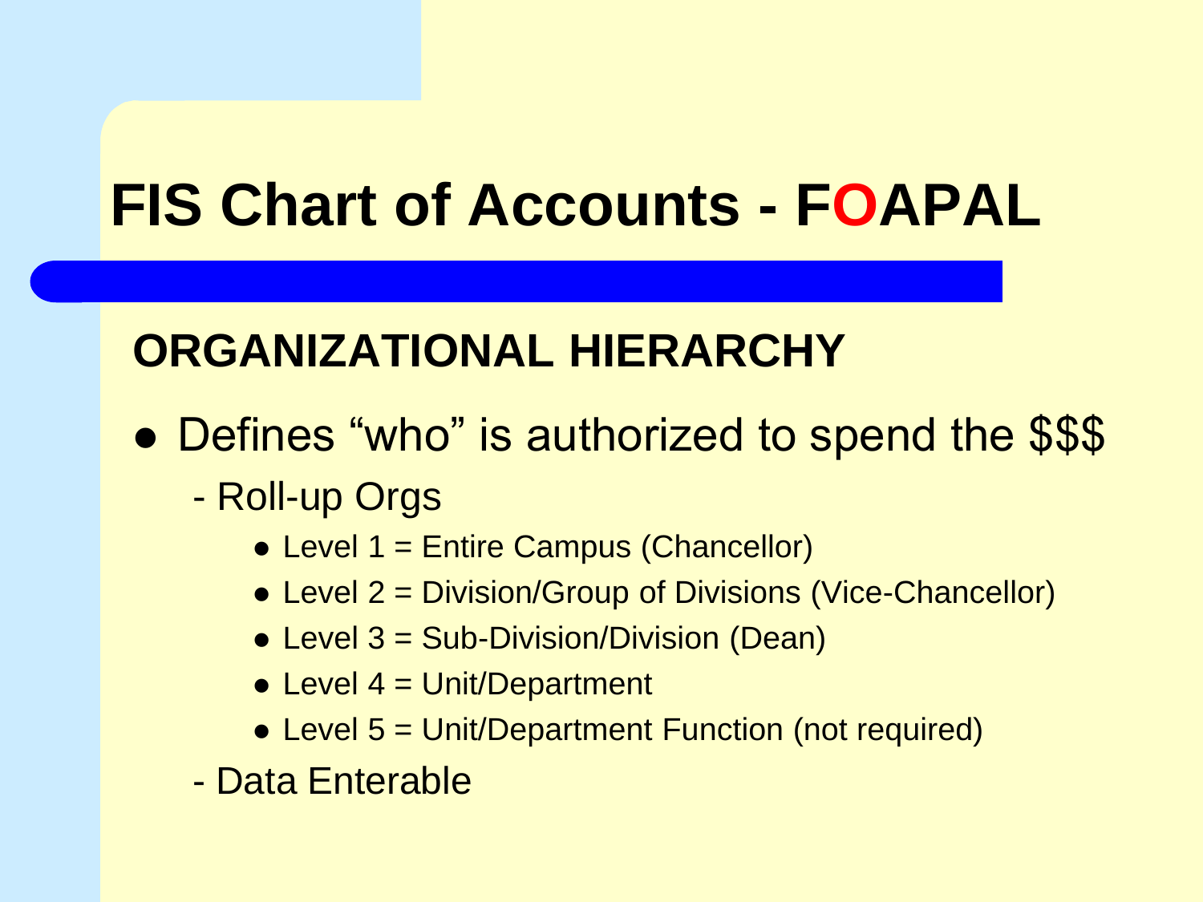# FIS Chart of Accounts - FOAPAL

## ORGANIZATIONAL HIERARCHY

- Defines "who" is authorized to spend the $$$
  - Roll-up Orgs
    - Level 1 = Entire Campus (Chancellor)
    - Level 2 = Division/Group of Divisions (Vice-Chancellor)
    - Level 3 = Sub-Division/Division (Dean)
    - Level 4 = Unit/Department
    - Level 5 = Unit/Department Function (not required)
  - Data Enterable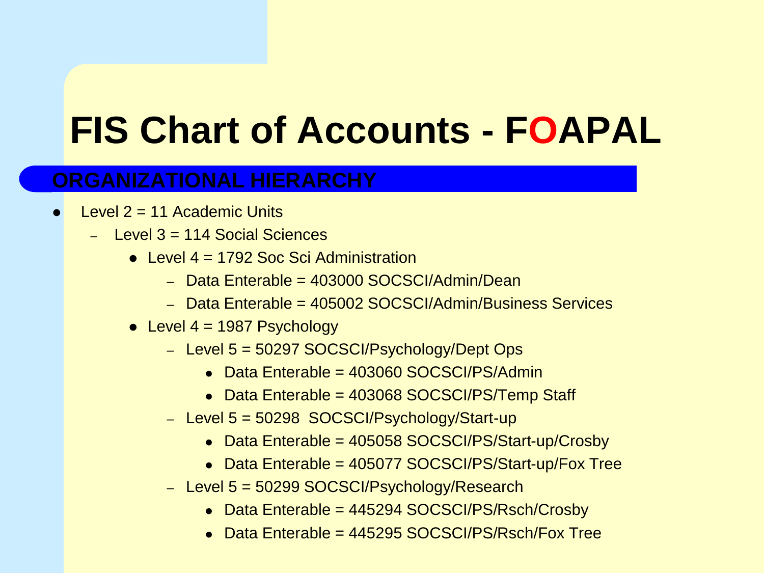# FIS Chart of Accounts - FOAPAL

## ORGANIZATIONAL HIERARCHY

- Level 2 = 11 Academic Units
  - Level 3 = 114 Social Sciences
    - Level 4 = 1792 Soc Sci Administration
      - Data Enterable = 403000 SOCSCI/Admin/Dean
      - Data Enterable = 405002 SOCSCI/Admin/Business Services
    - Level 4 = 1987 Psychology
      - Level 5 = 50297 SOCSCI/Psychology/Dept Ops
        - Data Enterable = 403060 SOCSCI/PS/Admin
        - Data Enterable = 403068 SOCSCI/PS/Temp Staff
      - Level 5 = 50298 SOCSCI/Psychology/Start-up
        - Data Enterable = 405058 SOCSCI/PS/Start-up/Crosby
        - Data Enterable = 405077 SOCSCI/PS/Start-up/Fox Tree
      - Level 5 = 50299 SOCSCI/Psychology/Research
        - Data Enterable = 445294 SOCSCI/PS/Rsch/Crosby
        - Data Enterable = 445295 SOCSCI/PS/Rsch/Fox Tree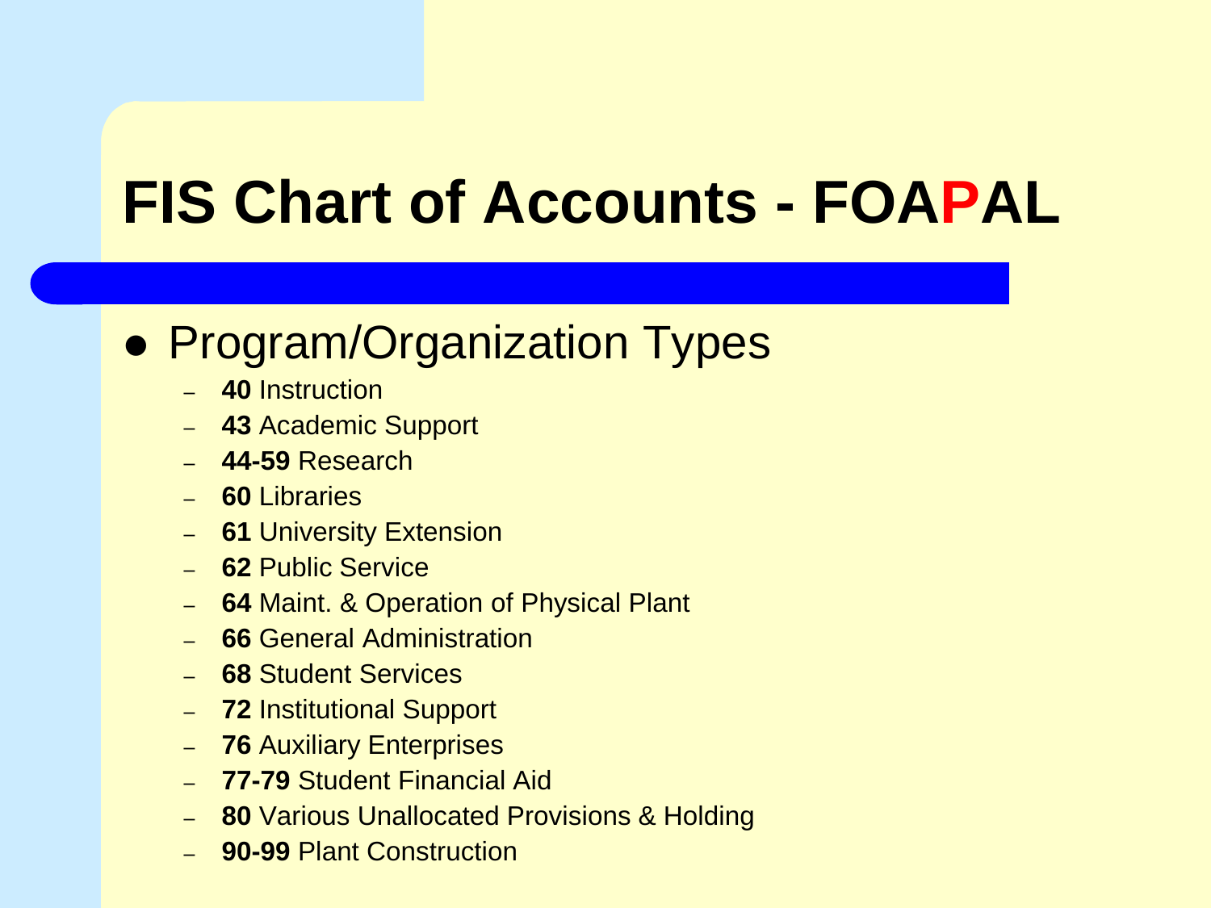# FIS Chart of Accounts - FOAPAL

- Program/Organization Types
  - **40** Instruction
  - **43** Academic Support
  - **44-59** Research
  - **60** Libraries
  - **61** University Extension
  - **62** Public Service
  - **64** Maint. & Operation of Physical Plant
  - **66** General Administration
  - **68** Student Services
  - **72** Institutional Support
  - **76** Auxiliary Enterprises
  - **77-79** Student Financial Aid
  - **80** Various Unallocated Provisions & Holding
  - **90-99** Plant Construction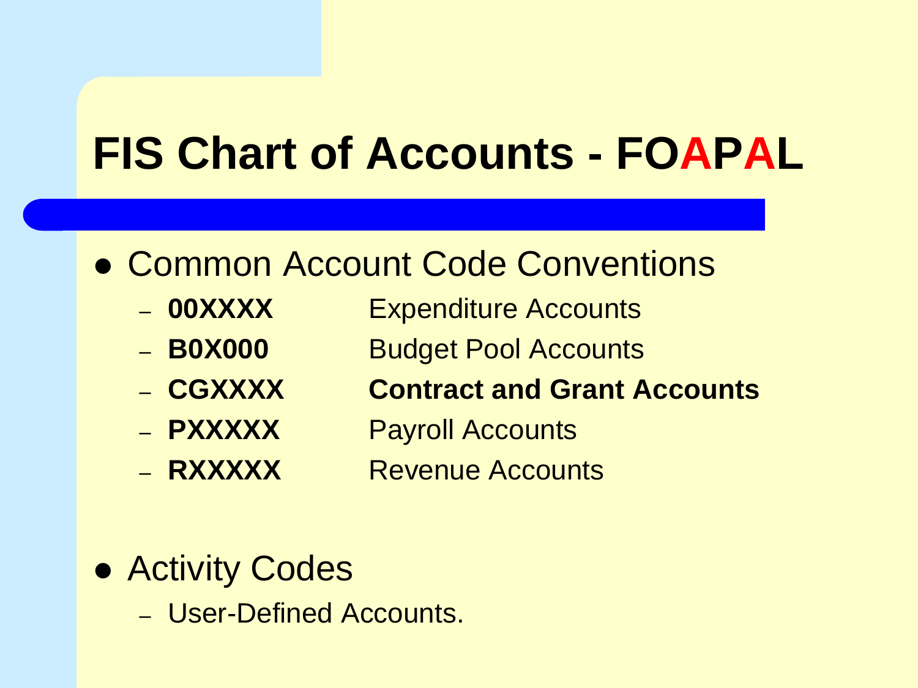# FIS Chart of Accounts - FOAPAL

- Common Account Code Conventions
  - **00XXXX** Expenditure Accounts
  - **B0X000** Budget Pool Accounts
  - **CGXXXX** **Contract and Grant Accounts**
  - **PXXXXX** Payroll Accounts
  - **RXXXXX** Revenue Accounts

- Activity Codes
  - User-Defined Accounts.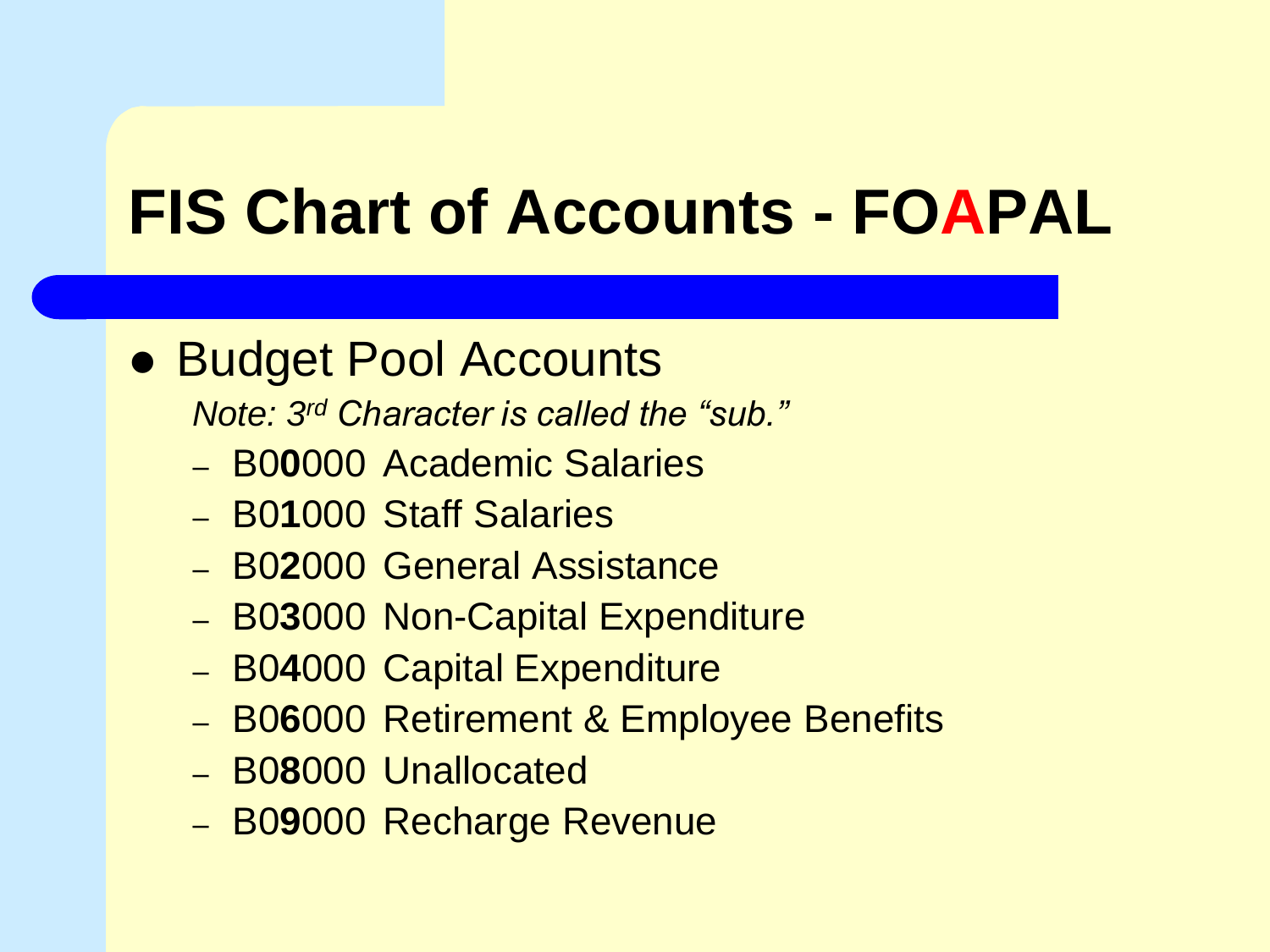# FIS Chart of Accounts - FOAPAL

- Budget Pool Accounts

  *Note: 3rd Character is called the "sub."*

  - B0**0**000 Academic Salaries
  - B0**1**000 Staff Salaries
  - B0**2**000 General Assistance
  - B0**3**000 Non-Capital Expenditure
  - B0**4**000 Capital Expenditure
  - B0**6**000 Retirement & Employee Benefits
  - B0**8**000 Unallocated
  - B0**9**000 Recharge Revenue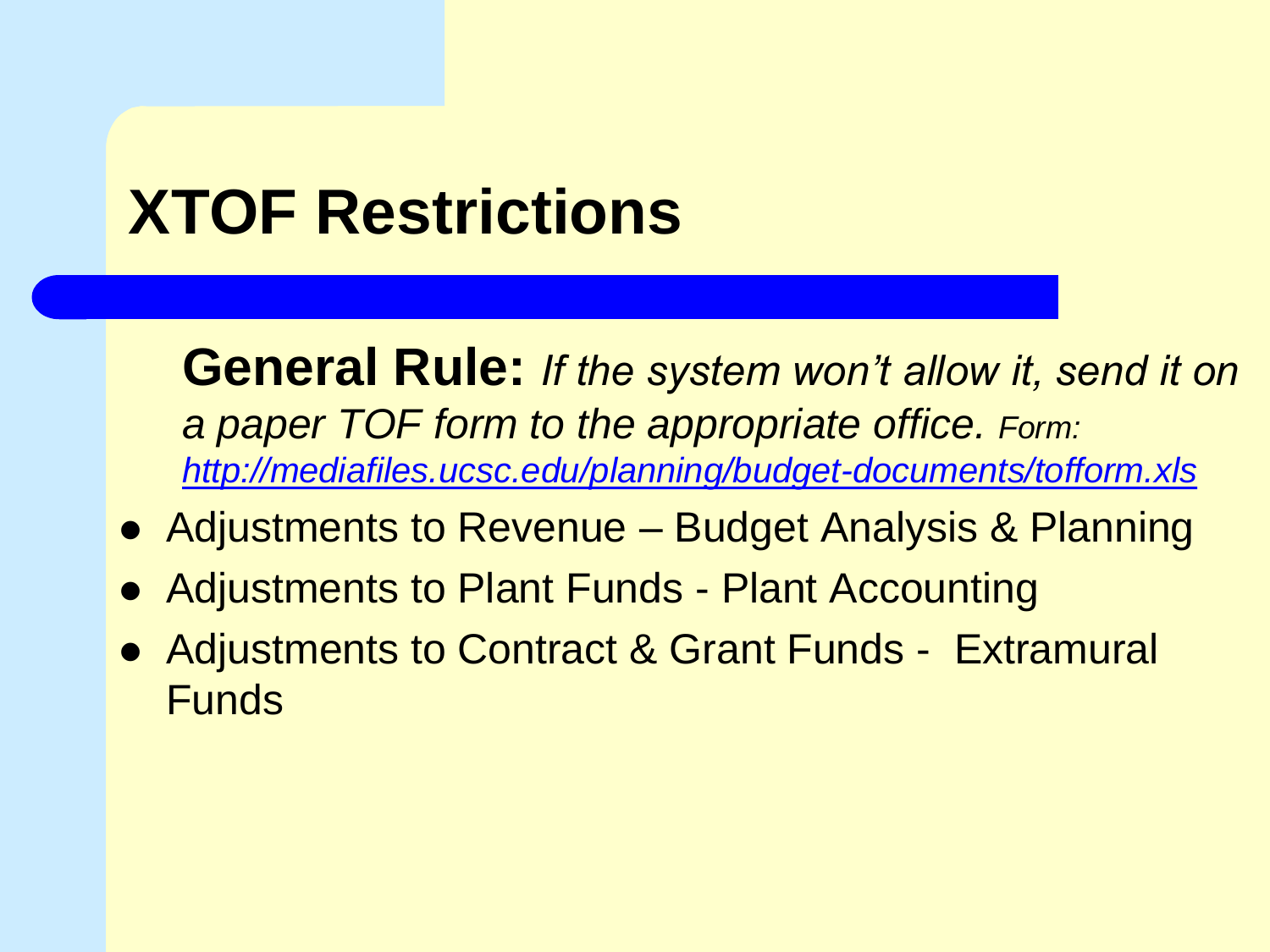# XTOF Restrictions

**General Rule:** *If the system won't allow it, send it on a paper TOF form to the appropriate office. Form: http://mediafiles.ucsc.edu/planning/budget-documents/tofform.xls*

- Adjustments to Revenue – Budget Analysis & Planning
- Adjustments to Plant Funds - Plant Accounting
- Adjustments to Contract & Grant Funds - Extramural Funds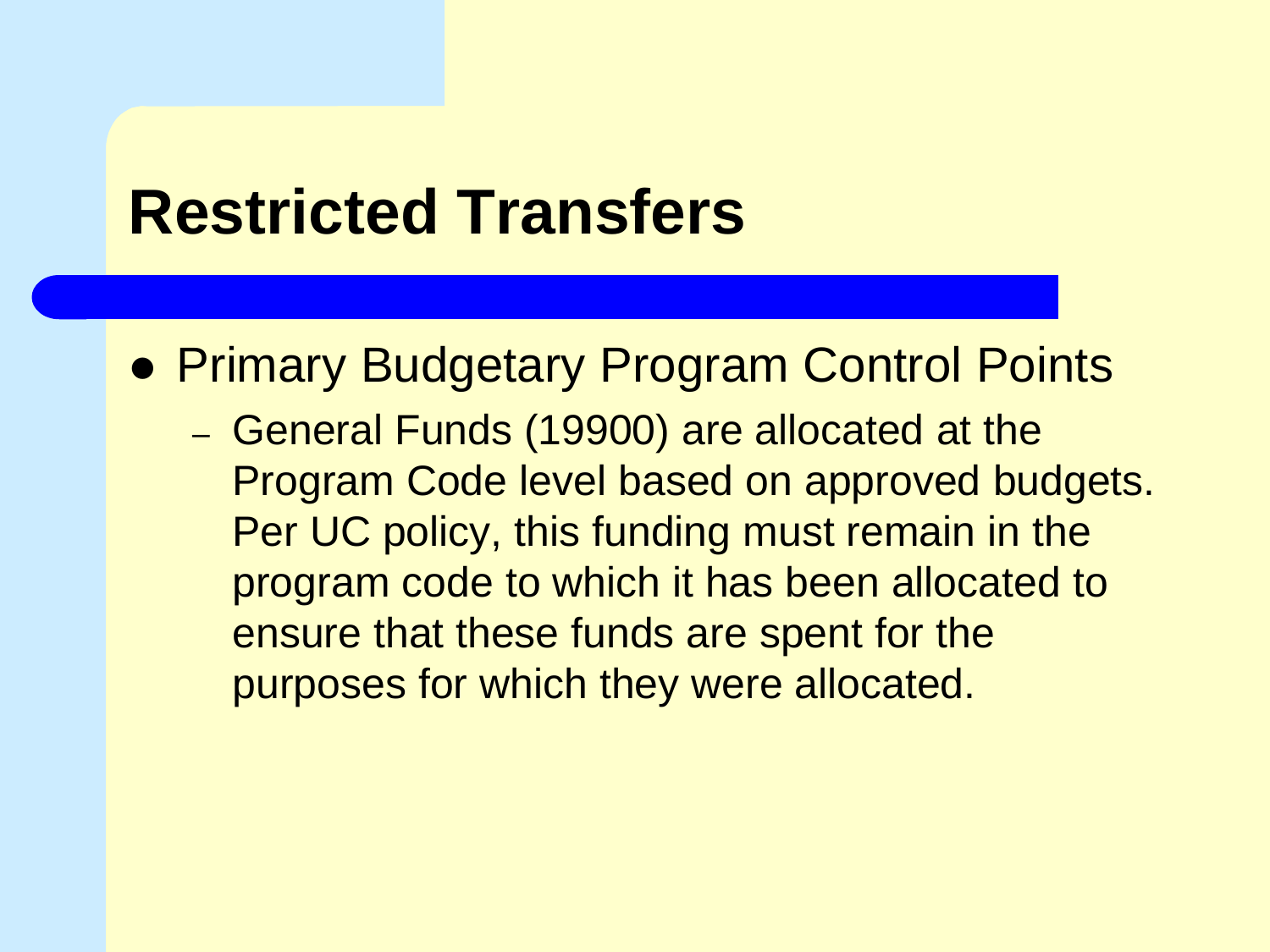# Restricted Transfers

- Primary Budgetary Program Control Points
  - General Funds (19900) are allocated at the Program Code level based on approved budgets. Per UC policy, this funding must remain in the program code to which it has been allocated to ensure that these funds are spent for the purposes for which they were allocated.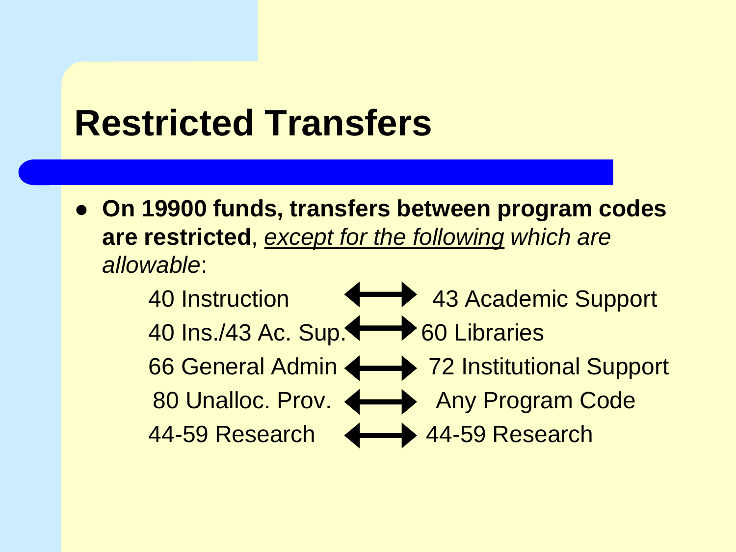# Restricted Transfers

- **On 19900 funds, transfers between program codes are restricted**, *<u>except for the following</u> which are allowable*:

| | | |
|---|---|---|
| 40 Instruction | ⟷ | 43 Academic Support |
| 40 Ins./43 Ac. Sup. | ⟷ | 60 Libraries |
| 66 General Admin | ⟷ | 72 Institutional Support |
| 80 Unalloc. Prov. | ⟷ | Any Program Code |
| 44-59 Research | ⟷ | 44-59 Research |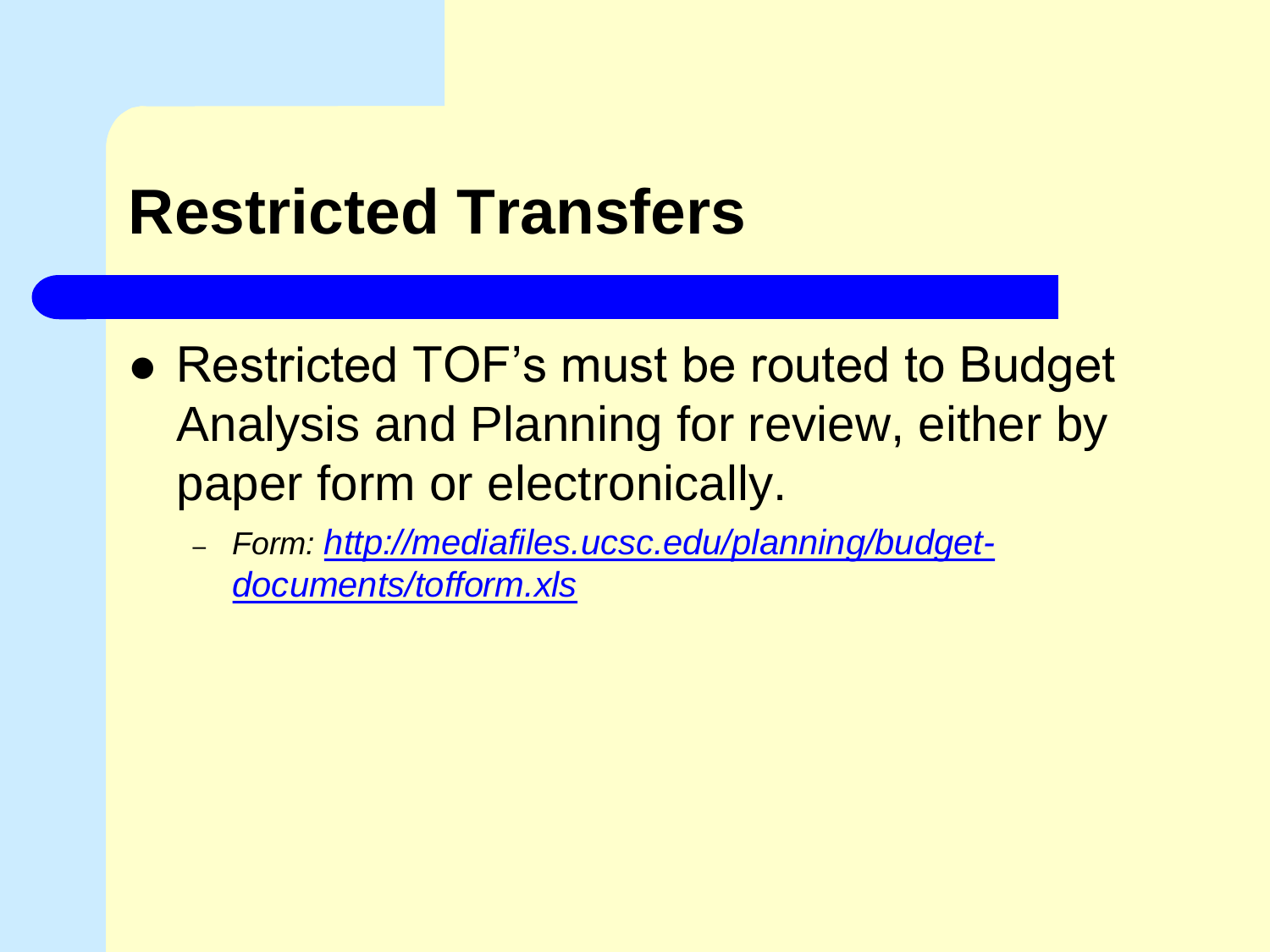# Restricted Transfers

- Restricted TOF's must be routed to Budget Analysis and Planning for review, either by paper form or electronically.
  - *Form: [http://mediafiles.ucsc.edu/planning/budget-documents/tofform.xls](http://mediafiles.ucsc.edu/planning/budget-documents/tofform.xls)*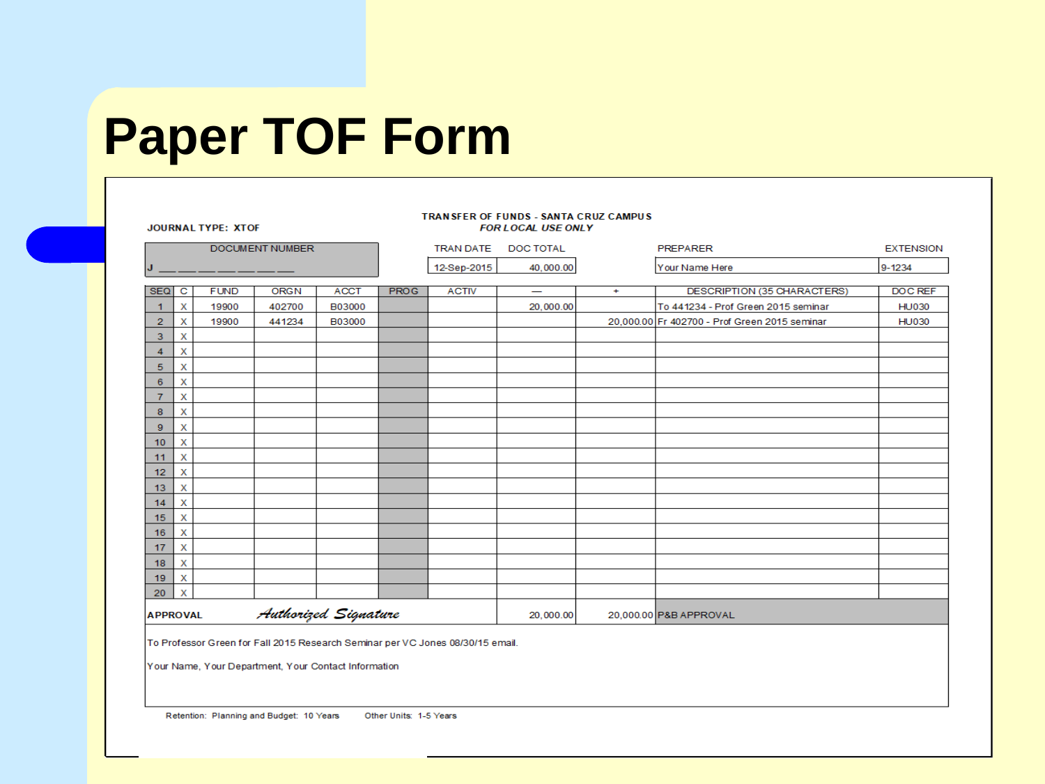# Paper TOF Form

**JOURNAL TYPE: XTOF**

**TRANSFER OF FUNDS - SANTA CRUZ CAMPUS**
***FOR LOCAL USE ONLY***

| DOCUMENT NUMBER | TRAN DATE | DOC TOTAL | PREPARER | EXTENSION |
|---|---|---|---|---|
| J ___ ___ ___ ___ ___ ___ ___ | 12-Sep-2015 | 40,000.00 | Your Name Here | 9-1234 |

| SEQ | C | FUND | ORGN | ACCT | PROG | ACTIV | — | + | DESCRIPTION (35 CHARACTERS) | DOC REF |
|---|---|---|---|---|---|---|---|---|---|---|
| 1 | X | 19900 | 402700 | B03000 | | | 20,000.00 | | To 441234 - Prof Green 2015 seminar | HU030 |
| 2 | X | 19900 | 441234 | B03000 | | | | 20,000.00 | Fr 402700 - Prof Green 2015 seminar | HU030 |
| 3 | X | | | | | | | | | |
| 4 | X | | | | | | | | | |
| 5 | X | | | | | | | | | |
| 6 | X | | | | | | | | | |
| 7 | X | | | | | | | | | |
| 8 | X | | | | | | | | | |
| 9 | X | | | | | | | | | |
| 10 | X | | | | | | | | | |
| 11 | X | | | | | | | | | |
| 12 | X | | | | | | | | | |
| 13 | X | | | | | | | | | |
| 14 | X | | | | | | | | | |
| 15 | X | | | | | | | | | |
| 16 | X | | | | | | | | | |
| 17 | X | | | | | | | | | |
| 18 | X | | | | | | | | | |
| 19 | X | | | | | | | | | |
| 20 | X | | | | | | | | | |
| **APPROVAL** | | *Authorized Signature* | | | | | 20,000.00 | 20,000.00 | P&B APPROVAL | |

To Professor Green for Fall 2015 Research Seminar per VC Jones 08/30/15 email.

Your Name, Your Department, Your Contact Information

Retention: Planning and Budget: 10 Years    Other Units: 1-5 Years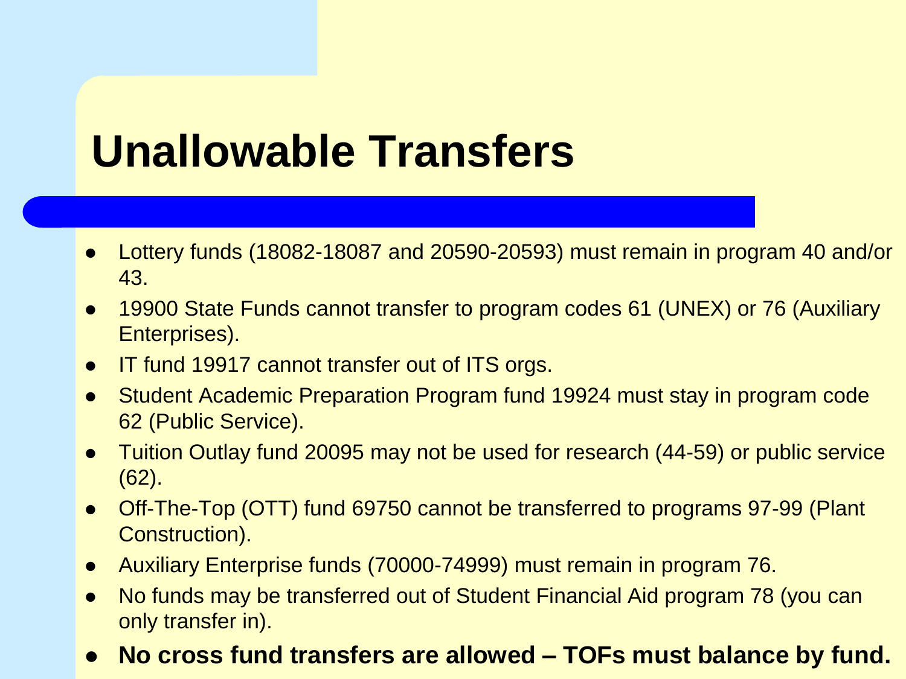# Unallowable Transfers

- Lottery funds (18082-18087 and 20590-20593) must remain in program 40 and/or 43.
- 19900 State Funds cannot transfer to program codes 61 (UNEX) or 76 (Auxiliary Enterprises).
- IT fund 19917 cannot transfer out of ITS orgs.
- Student Academic Preparation Program fund 19924 must stay in program code 62 (Public Service).
- Tuition Outlay fund 20095 may not be used for research (44-59) or public service (62).
- Off-The-Top (OTT) fund 69750 cannot be transferred to programs 97-99 (Plant Construction).
- Auxiliary Enterprise funds (70000-74999) must remain in program 76.
- No funds may be transferred out of Student Financial Aid program 78 (you can only transfer in).
- **No cross fund transfers are allowed – TOFs must balance by fund.**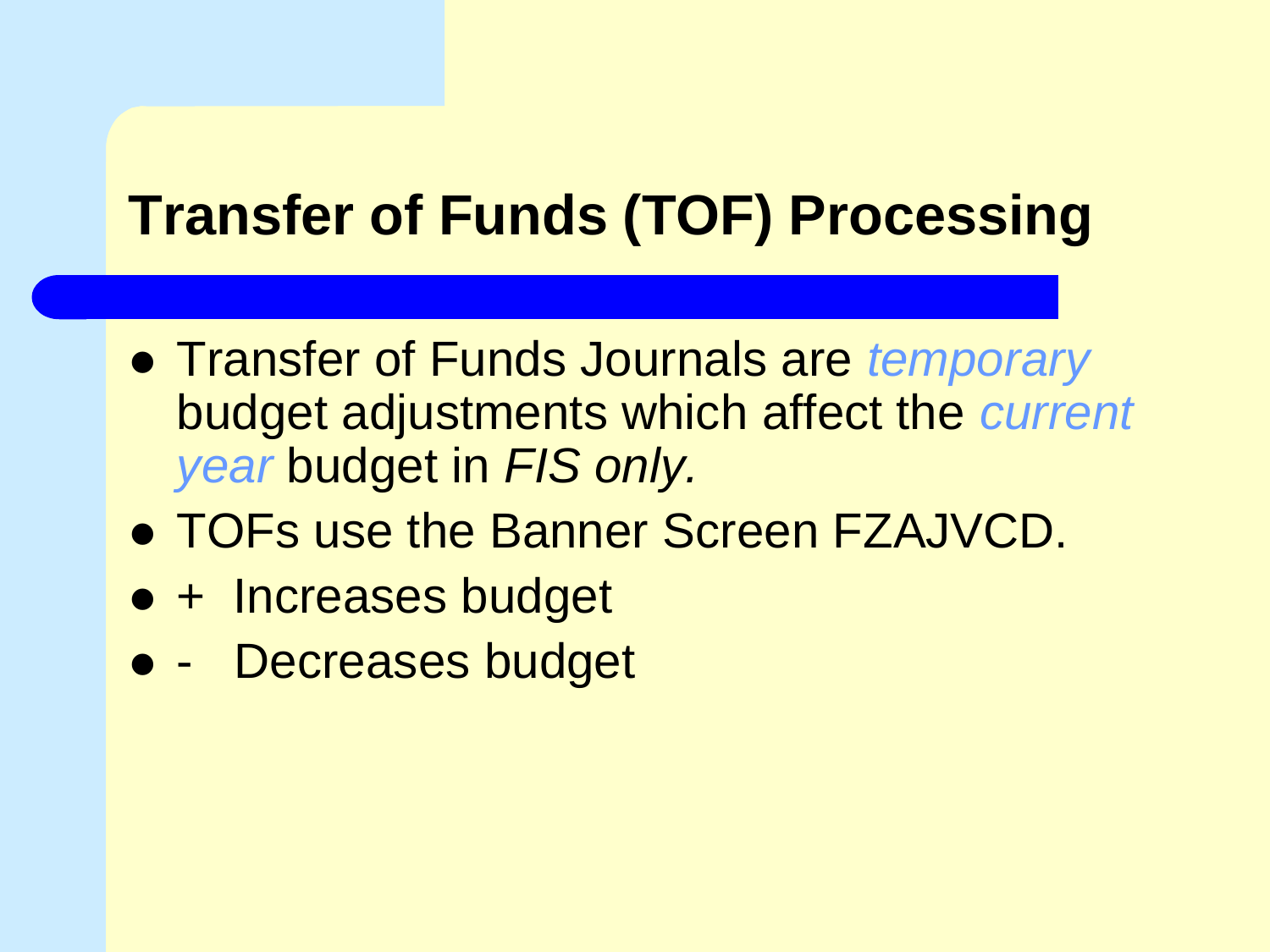# Transfer of Funds (TOF) Processing

- Transfer of Funds Journals are *temporary* budget adjustments which affect the *current year* budget in *FIS only.*
- TOFs use the Banner Screen FZAJVCD.
- + Increases budget
- - Decreases budget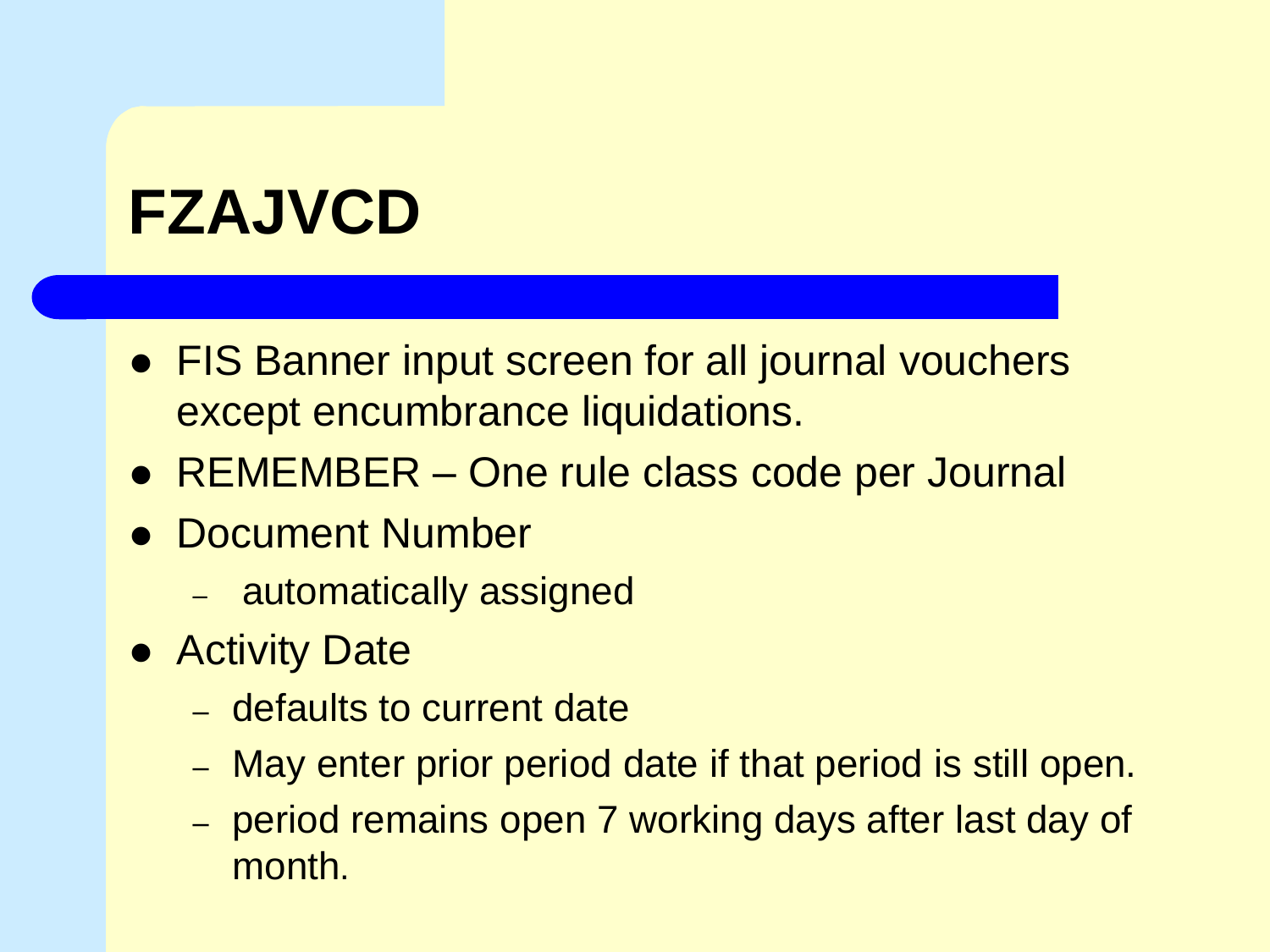# FZAJVCD

- FIS Banner input screen for all journal vouchers except encumbrance liquidations.
- REMEMBER – One rule class code per Journal
- Document Number
  - automatically assigned
- Activity Date
  - defaults to current date
  - May enter prior period date if that period is still open.
  - period remains open 7 working days after last day of month.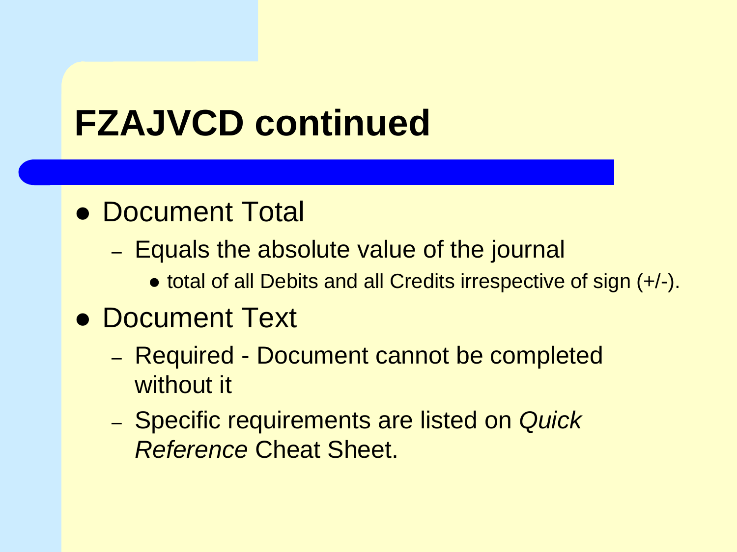# FZAJVCD continued

- Document Total
  - Equals the absolute value of the journal
    - total of all Debits and all Credits irrespective of sign (+/-).
- Document Text
  - Required - Document cannot be completed without it
  - Specific requirements are listed on *Quick Reference* Cheat Sheet.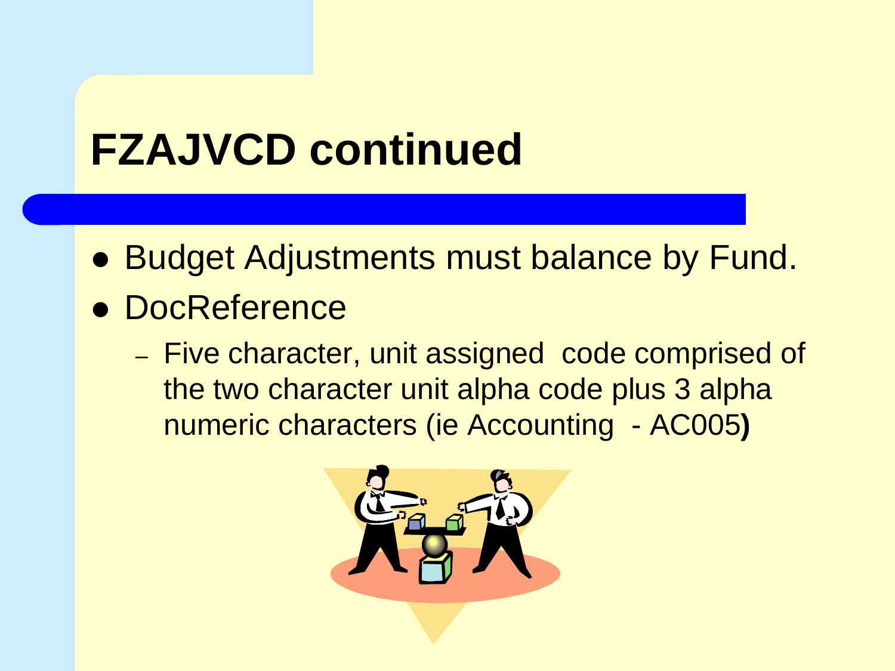# FZAJVCD continued

- Budget Adjustments must balance by Fund.
- DocReference
  - Five character, unit assigned code comprised of the two character unit alpha code plus 3 alpha numeric characters (ie Accounting - AC005)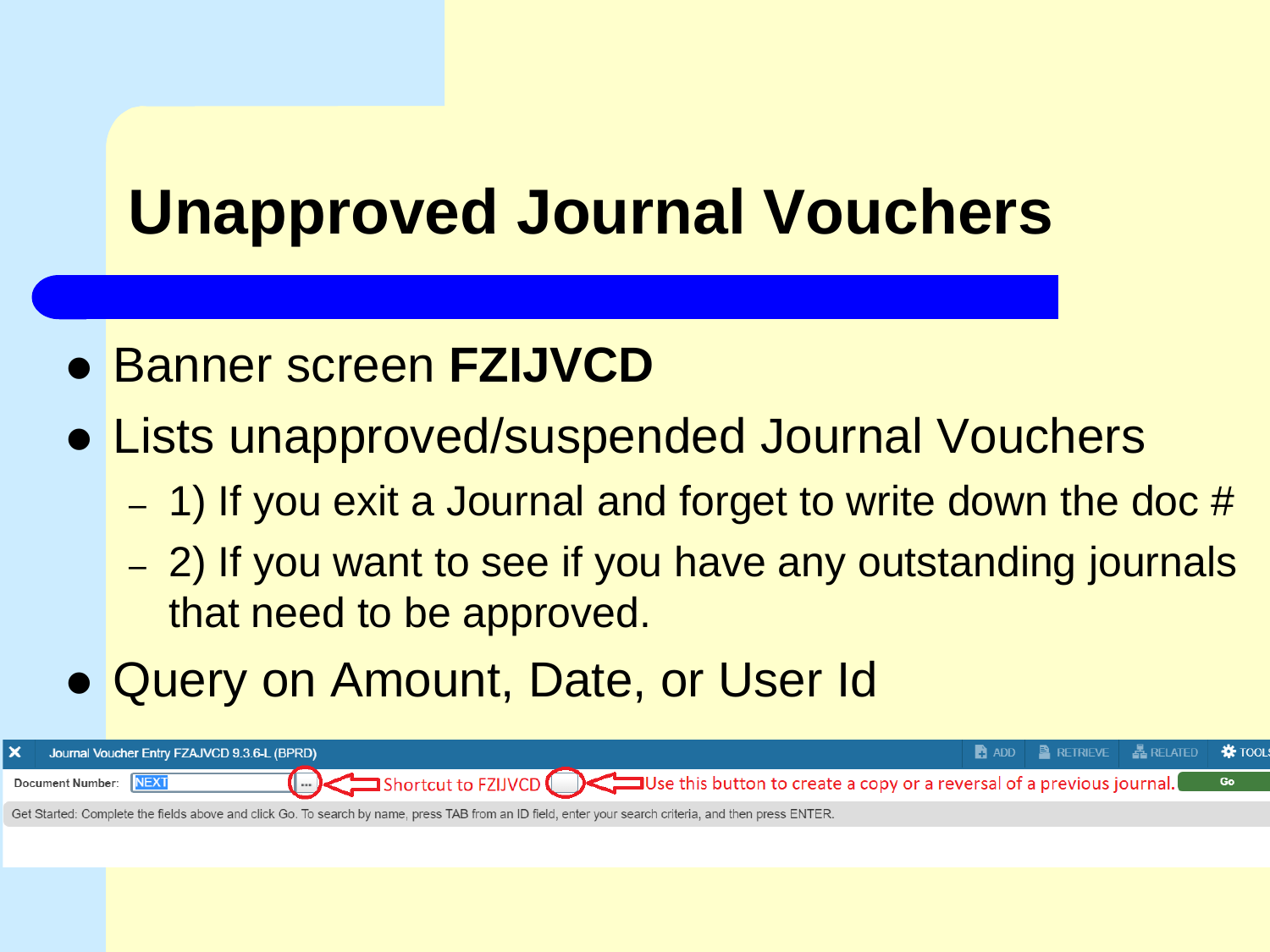# Unapproved Journal Vouchers

- Banner screen **FZIJVCD**
- Lists unapproved/suspended Journal Vouchers
  - 1) If you exit a Journal and forget to write down the doc #
  - 2) If you want to see if you have any outstanding journals that need to be approved.
- Query on Amount, Date, or User Id

Journal Voucher Entry FZAJVCD 9.3.6-L (BPRD) ADD RETRIEVE RELATED TOOLS

Document Number: NEXT ... Shortcut to FZIJVCD Use this button to create a copy or a reversal of a previous journal. Go

Get Started: Complete the fields above and click Go. To search by name, press TAB from an ID field, enter your search criteria, and then press ENTER.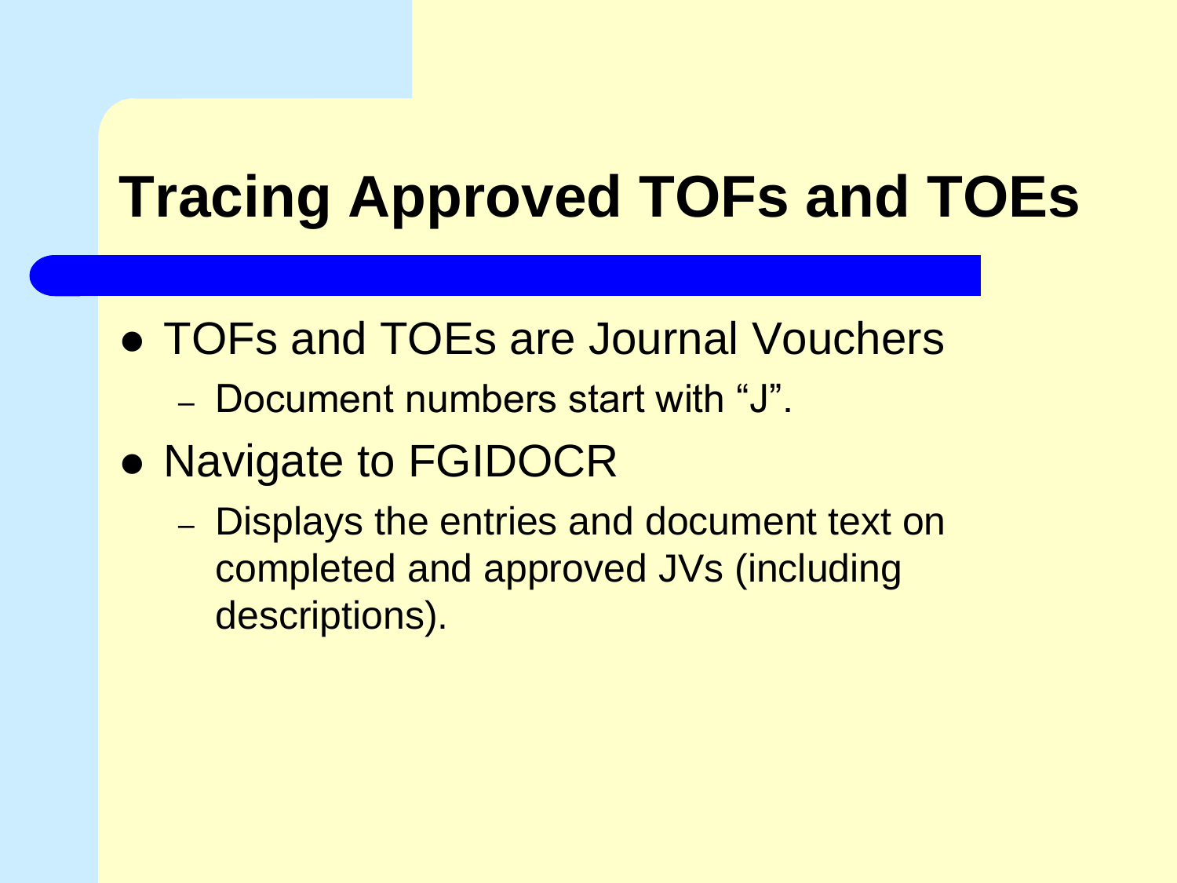# Tracing Approved TOFs and TOEs

- TOFs and TOEs are Journal Vouchers
  - Document numbers start with "J".
- Navigate to FGIDOCR
  - Displays the entries and document text on completed and approved JVs (including descriptions).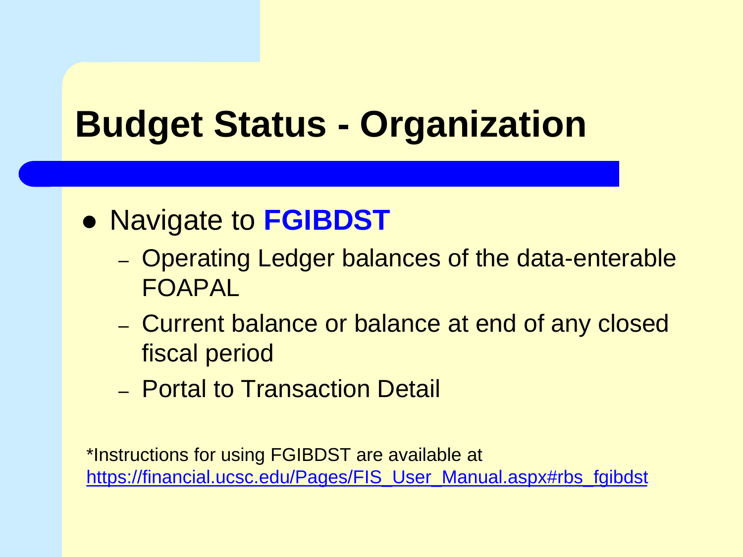# Budget Status - Organization

- Navigate to **FGIBDST**
  - Operating Ledger balances of the data-enterable FOAPAL
  - Current balance or balance at end of any closed fiscal period
  - Portal to Transaction Detail

*Instructions for using FGIBDST are available at
https://financial.ucsc.edu/Pages/FIS_User_Manual.aspx#rbs_fgibdst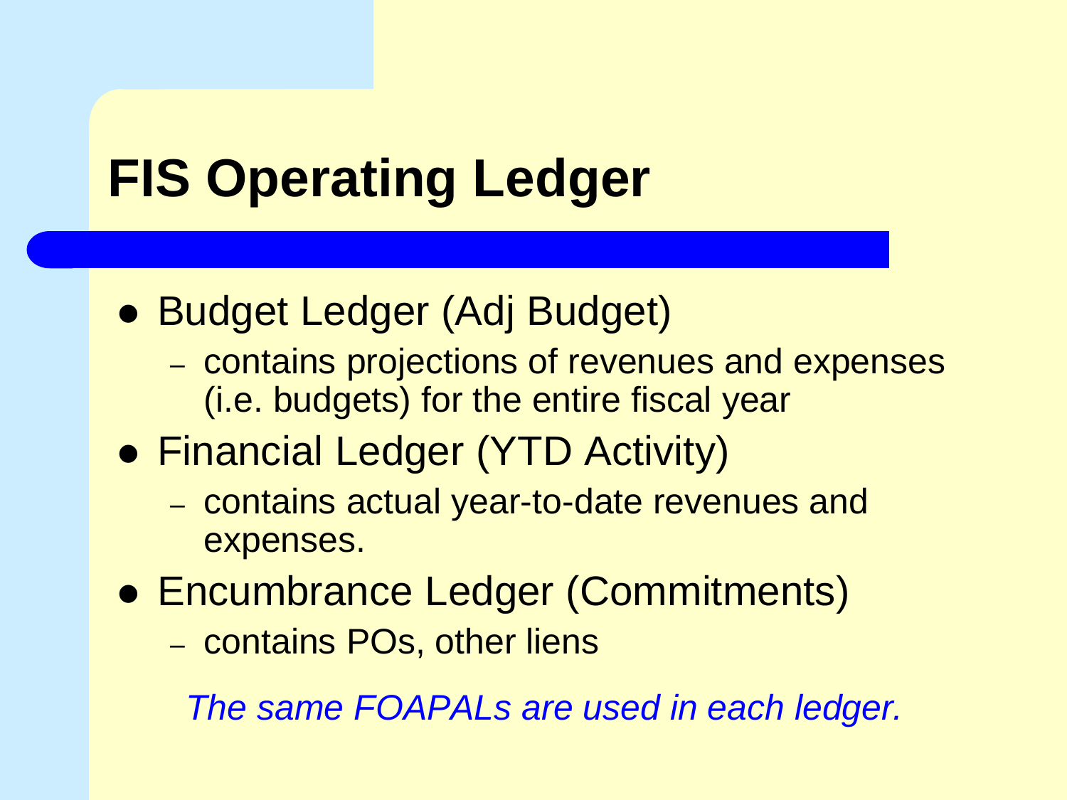# FIS Operating Ledger

- Budget Ledger (Adj Budget)
  - contains projections of revenues and expenses (i.e. budgets) for the entire fiscal year
- Financial Ledger (YTD Activity)
  - contains actual year-to-date revenues and expenses.
- Encumbrance Ledger (Commitments)
  - contains POs, other liens

*The same FOAPALs are used in each ledger.*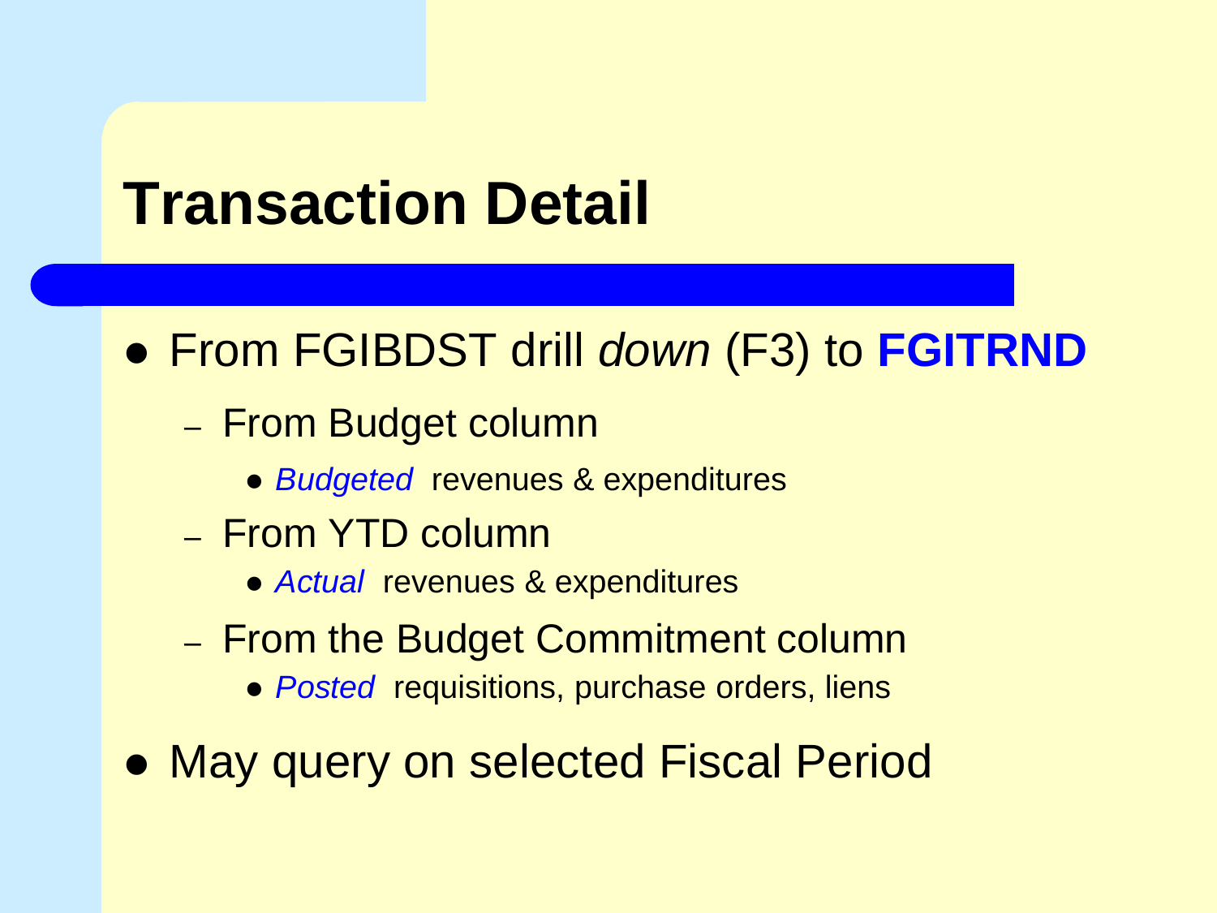# Transaction Detail

- From FGIBDST drill *down* (F3) to **FGITRND**
  - From Budget column
    - *Budgeted* revenues & expenditures
  - From YTD column
    - *Actual* revenues & expenditures
  - From the Budget Commitment column
    - *Posted* requisitions, purchase orders, liens
- May query on selected Fiscal Period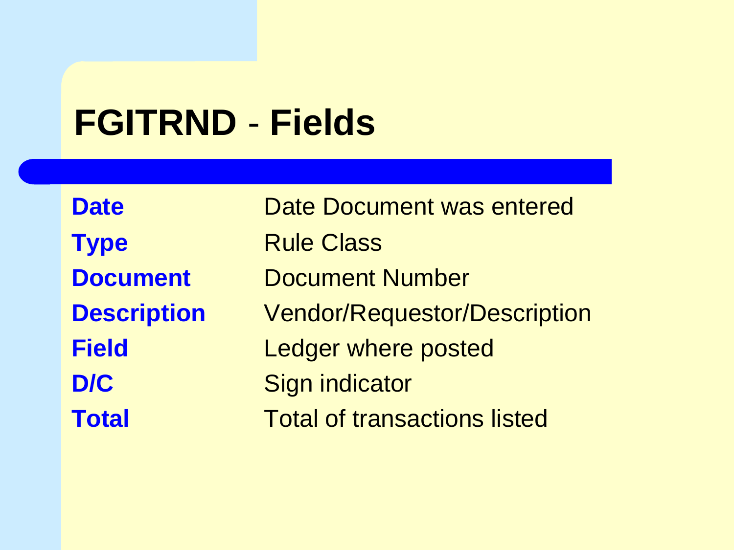# FGITRND - Fields

| | |
|---|---|
| **Date** | Date Document was entered |
| **Type** | Rule Class |
| **Document** | Document Number |
| **Description** | Vendor/Requestor/Description |
| **Field** | Ledger where posted |
| **D/C** | Sign indicator |
| **Total** | Total of transactions listed |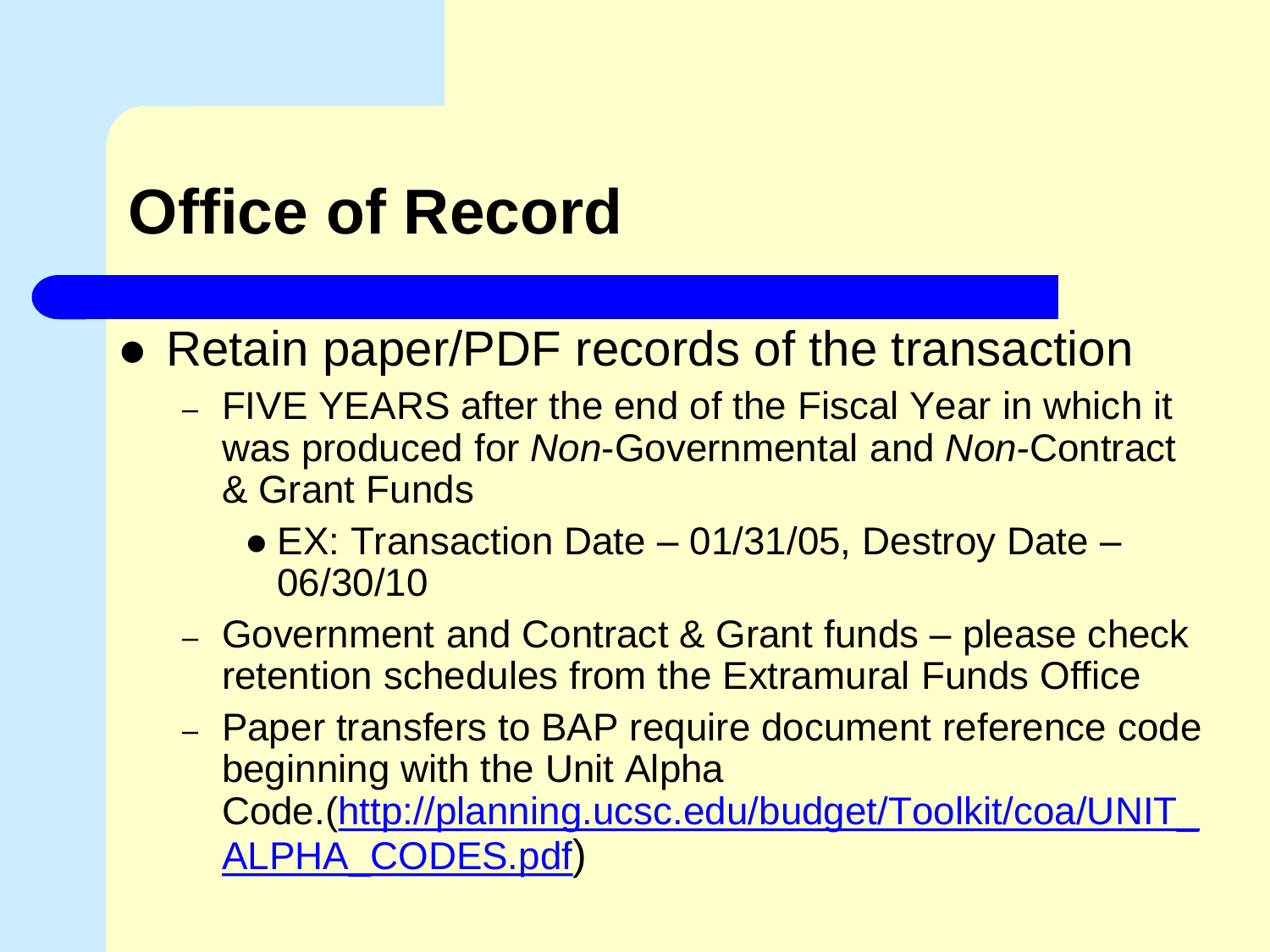# Office of Record

- Retain paper/PDF records of the transaction
  - FIVE YEARS after the end of the Fiscal Year in which it was produced for *Non*-Governmental and *Non*-Contract & Grant Funds
    - EX: Transaction Date – 01/31/05, Destroy Date – 06/30/10
  - Government and Contract & Grant funds – please check retention schedules from the Extramural Funds Office
  - Paper transfers to BAP require document reference code beginning with the Unit Alpha Code.([http://planning.ucsc.edu/budget/Toolkit/coa/UNIT_ALPHA_CODES.pdf](http://planning.ucsc.edu/budget/Toolkit/coa/UNIT_ALPHA_CODES.pdf))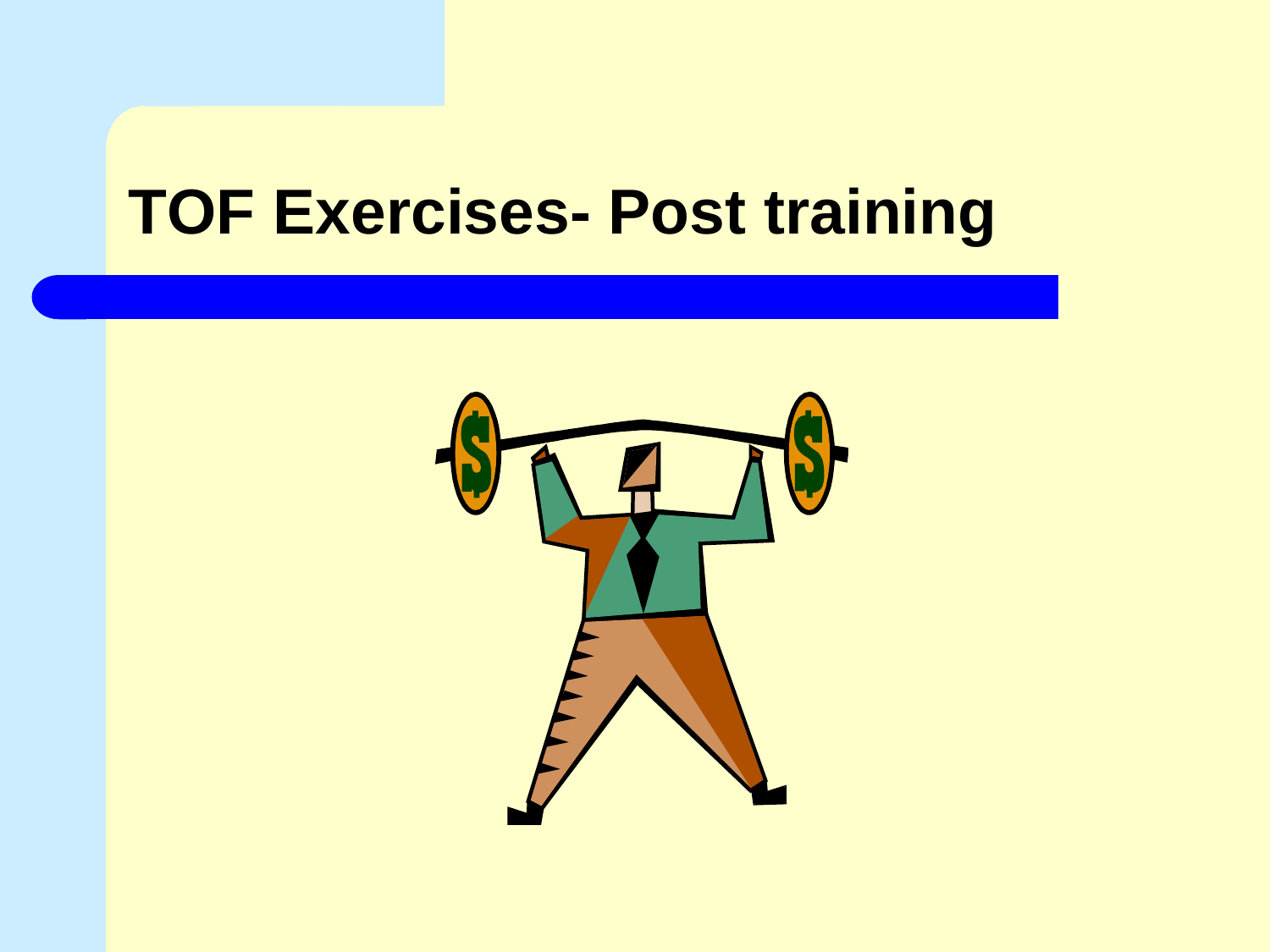# TOF Exercises- Post training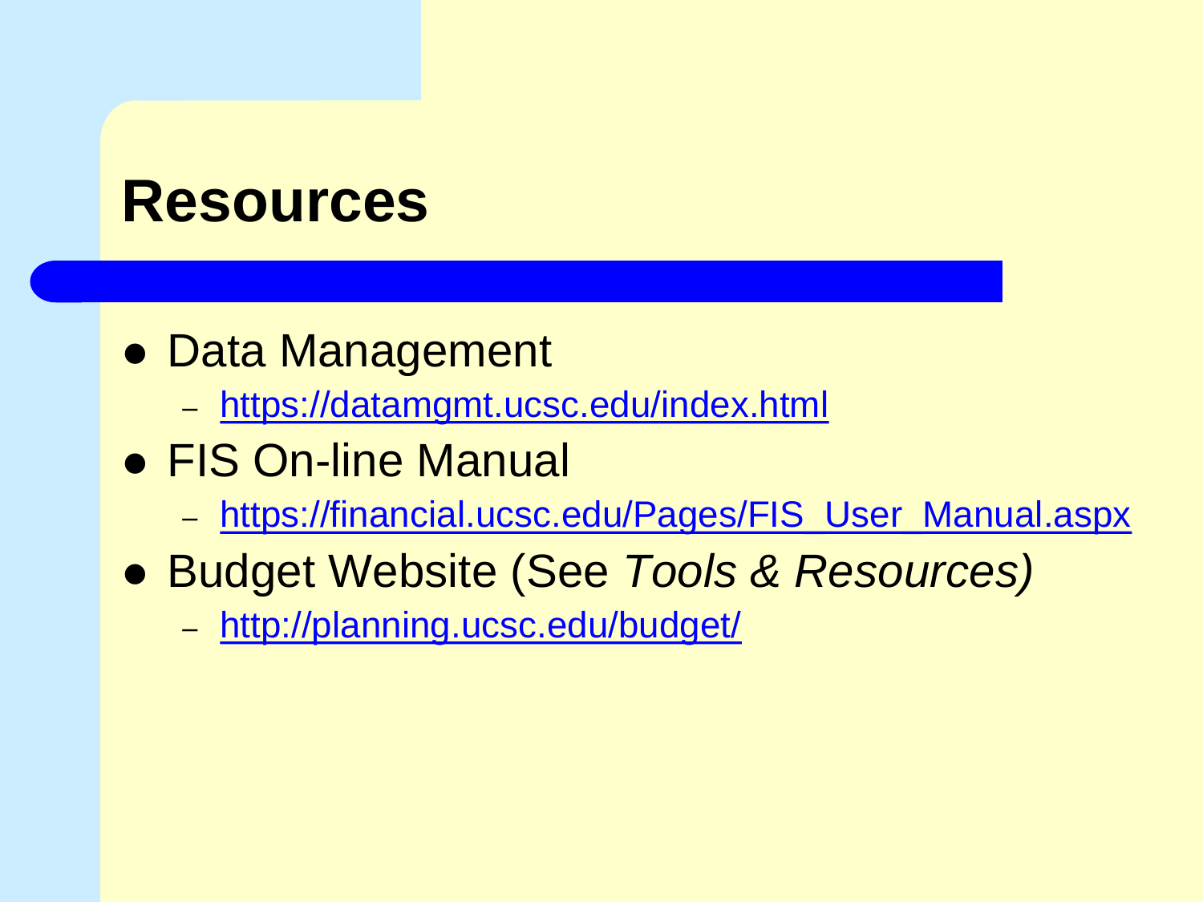# Resources

- Data Management
  - https://datamgmt.ucsc.edu/index.html
- FIS On-line Manual
  - https://financial.ucsc.edu/Pages/FIS_User_Manual.aspx
- Budget Website (See *Tools & Resources)*
  - http://planning.ucsc.edu/budget/